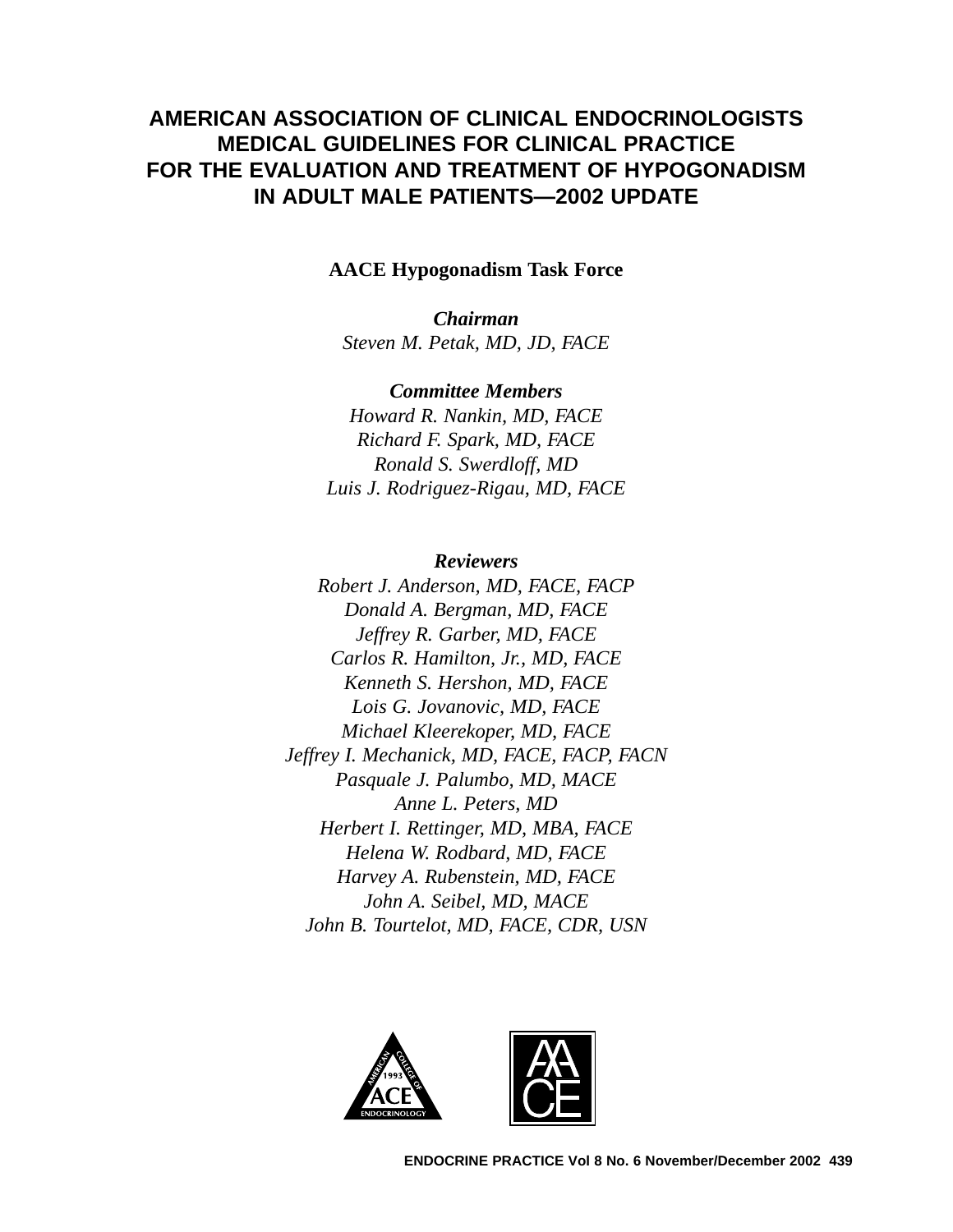# AMERICAN ASSOCIATION OF CLINICAL ENDOCRINOLOGISTS MEDICAL GUIDELINES FOR CLINICAL PRACTICE FOR THE EVALUATION AND TREATMENT OF HYPOGONADISM IN ADULT MALE PATIENTS—2002 UPDATE

**AACE Hypogonadism Task Force**

***Chairman***
*Steven M. Petak, MD, JD, FACE*

***Committee Members***
*Howard R. Nankin, MD, FACE*
*Richard F. Spark, MD, FACE*
*Ronald S. Swerdloff, MD*
*Luis J. Rodriguez-Rigau, MD, FACE*

***Reviewers***
*Robert J. Anderson, MD, FACE, FACP*
*Donald A. Bergman, MD, FACE*
*Jeffrey R. Garber, MD, FACE*
*Carlos R. Hamilton, Jr., MD, FACE*
*Kenneth S. Hershon, MD, FACE*
*Lois G. Jovanovic, MD, FACE*
*Michael Kleerekoper, MD, FACE*
*Jeffrey I. Mechanick, MD, FACE, FACP, FACN*
*Pasquale J. Palumbo, MD, MACE*
*Anne L. Peters, MD*
*Herbert I. Rettinger, MD, MBA, FACE*
*Helena W. Rodbard, MD, FACE*
*Harvey A. Rubenstein, MD, FACE*
*John A. Seibel, MD, MACE*
*John B. Tourtelot, MD, FACE, CDR, USN*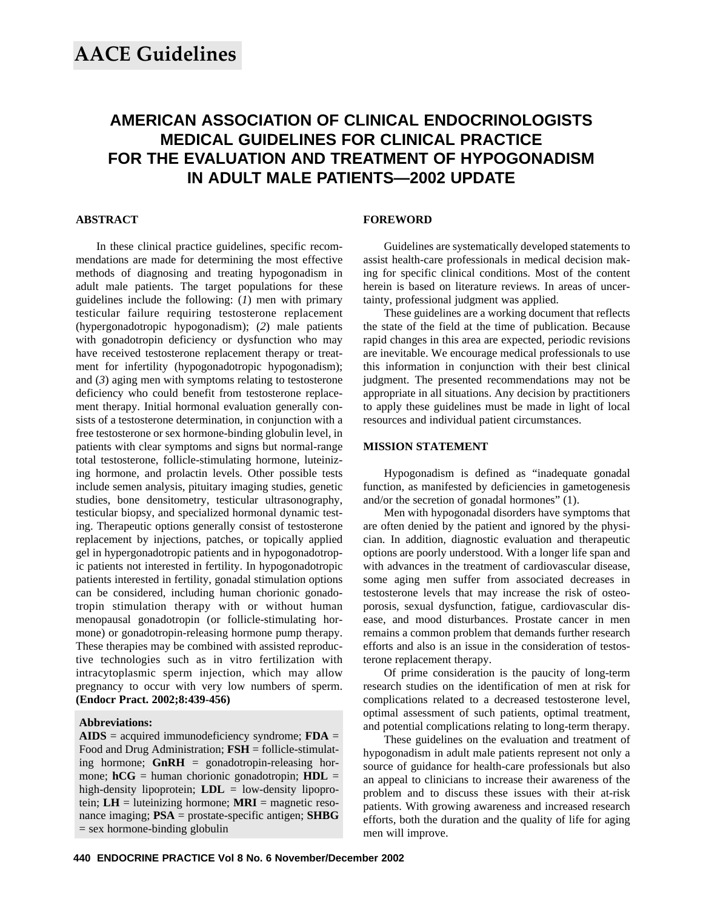# AACE Guidelines

## AMERICAN ASSOCIATION OF CLINICAL ENDOCRINOLOGISTS MEDICAL GUIDELINES FOR CLINICAL PRACTICE FOR THE EVALUATION AND TREATMENT OF HYPOGONADISM IN ADULT MALE PATIENTS—2002 UPDATE

### ABSTRACT

In these clinical practice guidelines, specific recommendations are made for determining the most effective methods of diagnosing and treating hypogonadism in adult male patients. The target populations for these guidelines include the following: (*1*) men with primary testicular failure requiring testosterone replacement (hypergonadotropic hypogonadism); (*2*) male patients with gonadotropin deficiency or dysfunction who may have received testosterone replacement therapy or treatment for infertility (hypogonadotropic hypogonadism); and (*3*) aging men with symptoms relating to testosterone deficiency who could benefit from testosterone replacement therapy. Initial hormonal evaluation generally consists of a testosterone determination, in conjunction with a free testosterone or sex hormone-binding globulin level, in patients with clear symptoms and signs but normal-range total testosterone, follicle-stimulating hormone, luteinizing hormone, and prolactin levels. Other possible tests include semen analysis, pituitary imaging studies, genetic studies, bone densitometry, testicular ultrasonography, testicular biopsy, and specialized hormonal dynamic testing. Therapeutic options generally consist of testosterone replacement by injections, patches, or topically applied gel in hypergonadotropic patients and in hypogonadotropic patients not interested in fertility. In hypogonadotropic patients interested in fertility, gonadal stimulation options can be considered, including human chorionic gonadotropin stimulation therapy with or without human menopausal gonadotropin (or follicle-stimulating hormone) or gonadotropin-releasing hormone pump therapy. These therapies may be combined with assisted reproductive technologies such as in vitro fertilization with intracytoplasmic sperm injection, which may allow pregnancy to occur with very low numbers of sperm. **(Endocr Pract. 2002;8:439-456)**

**Abbreviations:**
**AIDS** = acquired immunodeficiency syndrome; **FDA** = Food and Drug Administration; **FSH** = follicle-stimulating hormone; **GnRH** = gonadotropin-releasing hormone; **hCG** = human chorionic gonadotropin; **HDL** = high-density lipoprotein; **LDL** = low-density lipoprotein; **LH** = luteinizing hormone; **MRI** = magnetic resonance imaging; **PSA** = prostate-specific antigen; **SHBG** = sex hormone-binding globulin

### FOREWORD

Guidelines are systematically developed statements to assist health-care professionals in medical decision making for specific clinical conditions. Most of the content herein is based on literature reviews. In areas of uncertainty, professional judgment was applied.

These guidelines are a working document that reflects the state of the field at the time of publication. Because rapid changes in this area are expected, periodic revisions are inevitable. We encourage medical professionals to use this information in conjunction with their best clinical judgment. The presented recommendations may not be appropriate in all situations. Any decision by practitioners to apply these guidelines must be made in light of local resources and individual patient circumstances.

### MISSION STATEMENT

Hypogonadism is defined as "inadequate gonadal function, as manifested by deficiencies in gametogenesis and/or the secretion of gonadal hormones" (1).

Men with hypogonadal disorders have symptoms that are often denied by the patient and ignored by the physician. In addition, diagnostic evaluation and therapeutic options are poorly understood. With a longer life span and with advances in the treatment of cardiovascular disease, some aging men suffer from associated decreases in testosterone levels that may increase the risk of osteoporosis, sexual dysfunction, fatigue, cardiovascular disease, and mood disturbances. Prostate cancer in men remains a common problem that demands further research efforts and also is an issue in the consideration of testosterone replacement therapy.

Of prime consideration is the paucity of long-term research studies on the identification of men at risk for complications related to a decreased testosterone level, optimal assessment of such patients, optimal treatment, and potential complications relating to long-term therapy.

These guidelines on the evaluation and treatment of hypogonadism in adult male patients represent not only a source of guidance for health-care professionals but also an appeal to clinicians to increase their awareness of the problem and to discuss these issues with their at-risk patients. With growing awareness and increased research efforts, both the duration and the quality of life for aging men will improve.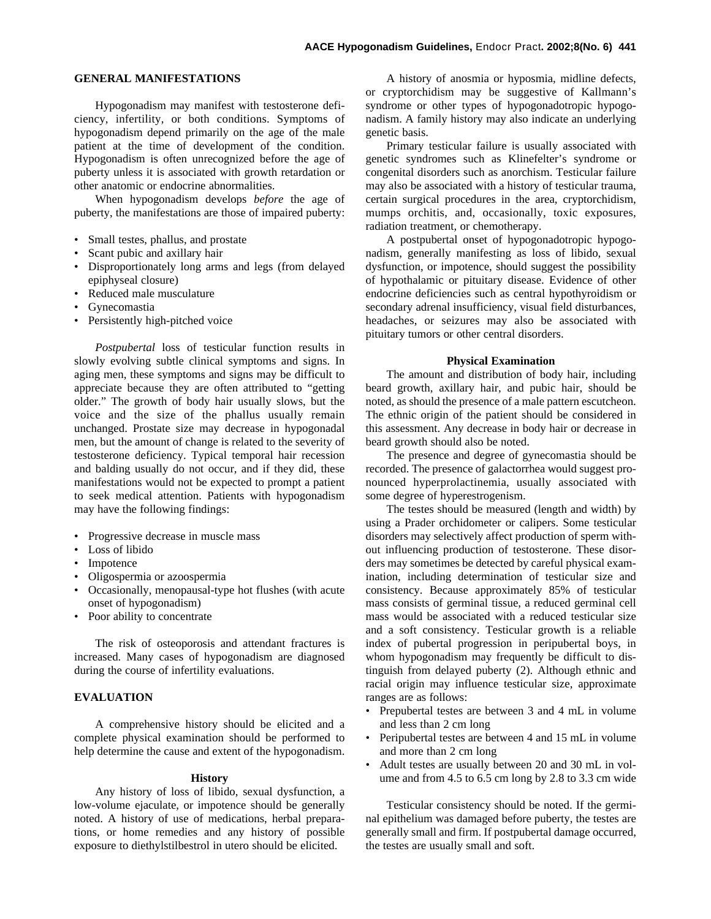## GENERAL MANIFESTATIONS

Hypogonadism may manifest with testosterone deficiency, infertility, or both conditions. Symptoms of hypogonadism depend primarily on the age of the male patient at the time of development of the condition. Hypogonadism is often unrecognized before the age of puberty unless it is associated with growth retardation or other anatomic or endocrine abnormalities.

When hypogonadism develops *before* the age of puberty, the manifestations are those of impaired puberty:

- Small testes, phallus, and prostate
- Scant pubic and axillary hair
- Disproportionately long arms and legs (from delayed epiphyseal closure)
- Reduced male musculature
- Gynecomastia
- Persistently high-pitched voice

*Postpubertal* loss of testicular function results in slowly evolving subtle clinical symptoms and signs. In aging men, these symptoms and signs may be difficult to appreciate because they are often attributed to "getting older." The growth of body hair usually slows, but the voice and the size of the phallus usually remain unchanged. Prostate size may decrease in hypogonadal men, but the amount of change is related to the severity of testosterone deficiency. Typical temporal hair recession and balding usually do not occur, and if they did, these manifestations would not be expected to prompt a patient to seek medical attention. Patients with hypogonadism may have the following findings:

- Progressive decrease in muscle mass
- Loss of libido
- Impotence
- Oligospermia or azoospermia
- Occasionally, menopausal-type hot flushes (with acute onset of hypogonadism)
- Poor ability to concentrate

The risk of osteoporosis and attendant fractures is increased. Many cases of hypogonadism are diagnosed during the course of infertility evaluations.

## EVALUATION

A comprehensive history should be elicited and a complete physical examination should be performed to help determine the cause and extent of the hypogonadism.

### History

Any history of loss of libido, sexual dysfunction, a low-volume ejaculate, or impotence should be generally noted. A history of use of medications, herbal preparations, or home remedies and any history of possible exposure to diethylstilbestrol in utero should be elicited.

A history of anosmia or hyposmia, midline defects, or cryptorchidism may be suggestive of Kallmann's syndrome or other types of hypogonadotropic hypogonadism. A family history may also indicate an underlying genetic basis.

Primary testicular failure is usually associated with genetic syndromes such as Klinefelter's syndrome or congenital disorders such as anorchism. Testicular failure may also be associated with a history of testicular trauma, certain surgical procedures in the area, cryptorchidism, mumps orchitis, and, occasionally, toxic exposures, radiation treatment, or chemotherapy.

A postpubertal onset of hypogonadotropic hypogonadism, generally manifesting as loss of libido, sexual dysfunction, or impotence, should suggest the possibility of hypothalamic or pituitary disease. Evidence of other endocrine deficiencies such as central hypothyroidism or secondary adrenal insufficiency, visual field disturbances, headaches, or seizures may also be associated with pituitary tumors or other central disorders.

### Physical Examination

The amount and distribution of body hair, including beard growth, axillary hair, and pubic hair, should be noted, as should the presence of a male pattern escutcheon. The ethnic origin of the patient should be considered in this assessment. Any decrease in body hair or decrease in beard growth should also be noted.

The presence and degree of gynecomastia should be recorded. The presence of galactorrhea would suggest pronounced hyperprolactinemia, usually associated with some degree of hyperestrogenism.

The testes should be measured (length and width) by using a Prader orchidometer or calipers. Some testicular disorders may selectively affect production of sperm without influencing production of testosterone. These disorders may sometimes be detected by careful physical examination, including determination of testicular size and consistency. Because approximately 85% of testicular mass consists of germinal tissue, a reduced germinal cell mass would be associated with a reduced testicular size and a soft consistency. Testicular growth is a reliable index of pubertal progression in peripubertal boys, in whom hypogonadism may frequently be difficult to distinguish from delayed puberty (2). Although ethnic and racial origin may influence testicular size, approximate ranges are as follows:

- Prepubertal testes are between 3 and 4 mL in volume and less than 2 cm long
- Peripubertal testes are between 4 and 15 mL in volume and more than 2 cm long
- Adult testes are usually between 20 and 30 mL in volume and from 4.5 to 6.5 cm long by 2.8 to 3.3 cm wide

Testicular consistency should be noted. If the germinal epithelium was damaged before puberty, the testes are generally small and firm. If postpubertal damage occurred, the testes are usually small and soft.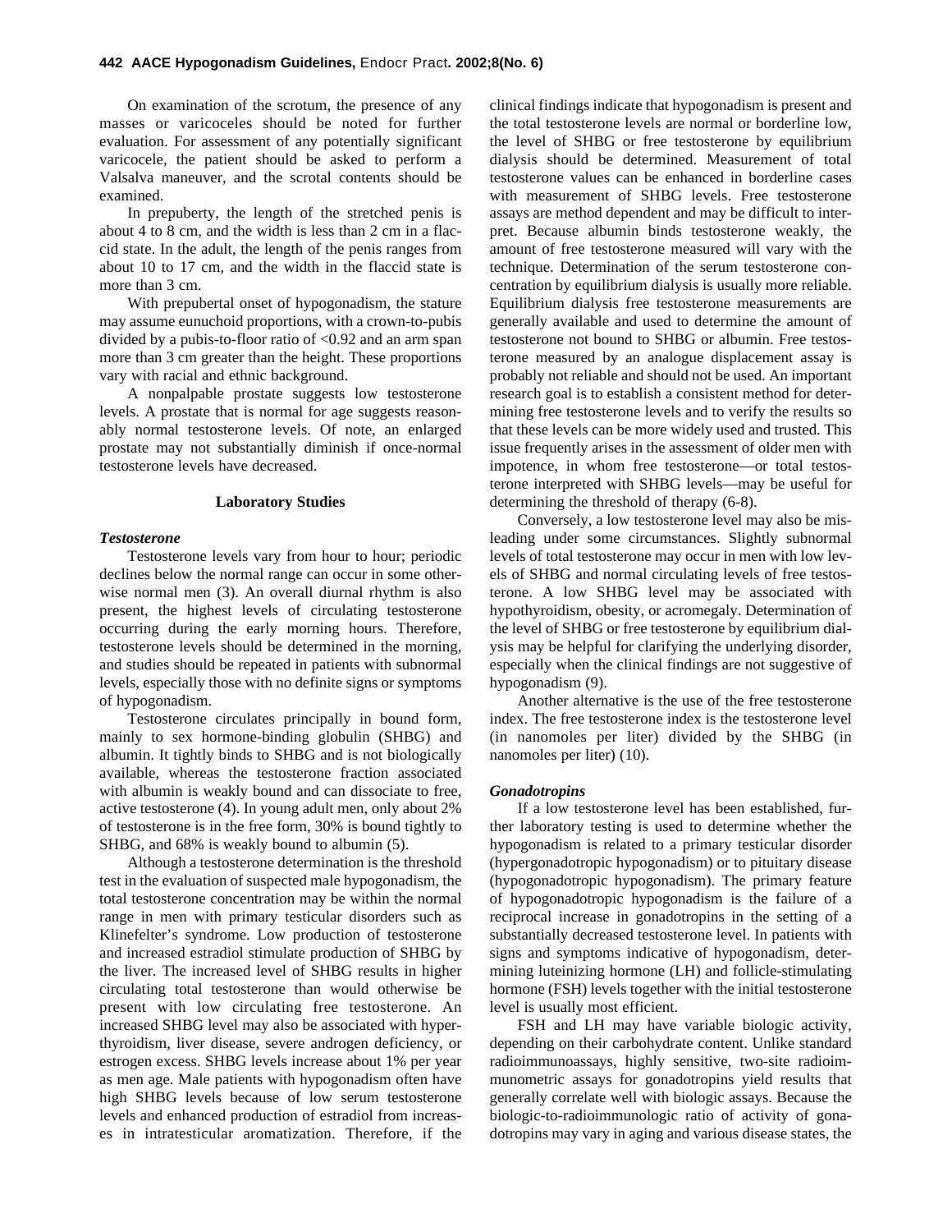On examination of the scrotum, the presence of any masses or varicoceles should be noted for further evaluation. For assessment of any potentially significant varicocele, the patient should be asked to perform a Valsalva maneuver, and the scrotal contents should be examined.

In prepuberty, the length of the stretched penis is about 4 to 8 cm, and the width is less than 2 cm in a flaccid state. In the adult, the length of the penis ranges from about 10 to 17 cm, and the width in the flaccid state is more than 3 cm.

With prepubertal onset of hypogonadism, the stature may assume eunuchoid proportions, with a crown-to-pubis divided by a pubis-to-floor ratio of <0.92 and an arm span more than 3 cm greater than the height. These proportions vary with racial and ethnic background.

A nonpalpable prostate suggests low testosterone levels. A prostate that is normal for age suggests reasonably normal testosterone levels. Of note, an enlarged prostate may not substantially diminish if once-normal testosterone levels have decreased.

## Laboratory Studies

### *Testosterone*

Testosterone levels vary from hour to hour; periodic declines below the normal range can occur in some otherwise normal men (3). An overall diurnal rhythm is also present, the highest levels of circulating testosterone occurring during the early morning hours. Therefore, testosterone levels should be determined in the morning, and studies should be repeated in patients with subnormal levels, especially those with no definite signs or symptoms of hypogonadism.

Testosterone circulates principally in bound form, mainly to sex hormone-binding globulin (SHBG) and albumin. It tightly binds to SHBG and is not biologically available, whereas the testosterone fraction associated with albumin is weakly bound and can dissociate to free, active testosterone (4). In young adult men, only about 2% of testosterone is in the free form, 30% is bound tightly to SHBG, and 68% is weakly bound to albumin (5).

Although a testosterone determination is the threshold test in the evaluation of suspected male hypogonadism, the total testosterone concentration may be within the normal range in men with primary testicular disorders such as Klinefelter's syndrome. Low production of testosterone and increased estradiol stimulate production of SHBG by the liver. The increased level of SHBG results in higher circulating total testosterone than would otherwise be present with low circulating free testosterone. An increased SHBG level may also be associated with hyperthyroidism, liver disease, severe androgen deficiency, or estrogen excess. SHBG levels increase about 1% per year as men age. Male patients with hypogonadism often have high SHBG levels because of low serum testosterone levels and enhanced production of estradiol from increases in intratesticular aromatization. Therefore, if the clinical findings indicate that hypogonadism is present and the total testosterone levels are normal or borderline low, the level of SHBG or free testosterone by equilibrium dialysis should be determined. Measurement of total testosterone values can be enhanced in borderline cases with measurement of SHBG levels. Free testosterone assays are method dependent and may be difficult to interpret. Because albumin binds testosterone weakly, the amount of free testosterone measured will vary with the technique. Determination of the serum testosterone concentration by equilibrium dialysis is usually more reliable. Equilibrium dialysis free testosterone measurements are generally available and used to determine the amount of testosterone not bound to SHBG or albumin. Free testosterone measured by an analogue displacement assay is probably not reliable and should not be used. An important research goal is to establish a consistent method for determining free testosterone levels and to verify the results so that these levels can be more widely used and trusted. This issue frequently arises in the assessment of older men with impotence, in whom free testosterone—or total testosterone interpreted with SHBG levels—may be useful for determining the threshold of therapy (6-8).

Conversely, a low testosterone level may also be misleading under some circumstances. Slightly subnormal levels of total testosterone may occur in men with low levels of SHBG and normal circulating levels of free testosterone. A low SHBG level may be associated with hypothyroidism, obesity, or acromegaly. Determination of the level of SHBG or free testosterone by equilibrium dialysis may be helpful for clarifying the underlying disorder, especially when the clinical findings are not suggestive of hypogonadism (9).

Another alternative is the use of the free testosterone index. The free testosterone index is the testosterone level (in nanomoles per liter) divided by the SHBG (in nanomoles per liter) (10).

### *Gonadotropins*

If a low testosterone level has been established, further laboratory testing is used to determine whether the hypogonadism is related to a primary testicular disorder (hypergonadotropic hypogonadism) or to pituitary disease (hypogonadotropic hypogonadism). The primary feature of hypogonadotropic hypogonadism is the failure of a reciprocal increase in gonadotropins in the setting of a substantially decreased testosterone level. In patients with signs and symptoms indicative of hypogonadism, determining luteinizing hormone (LH) and follicle-stimulating hormone (FSH) levels together with the initial testosterone level is usually most efficient.

FSH and LH may have variable biologic activity, depending on their carbohydrate content. Unlike standard radioimmunoassays, highly sensitive, two-site radioimmunometric assays for gonadotropins yield results that generally correlate well with biologic assays. Because the biologic-to-radioimmunologic ratio of activity of gonadotropins may vary in aging and various disease states, the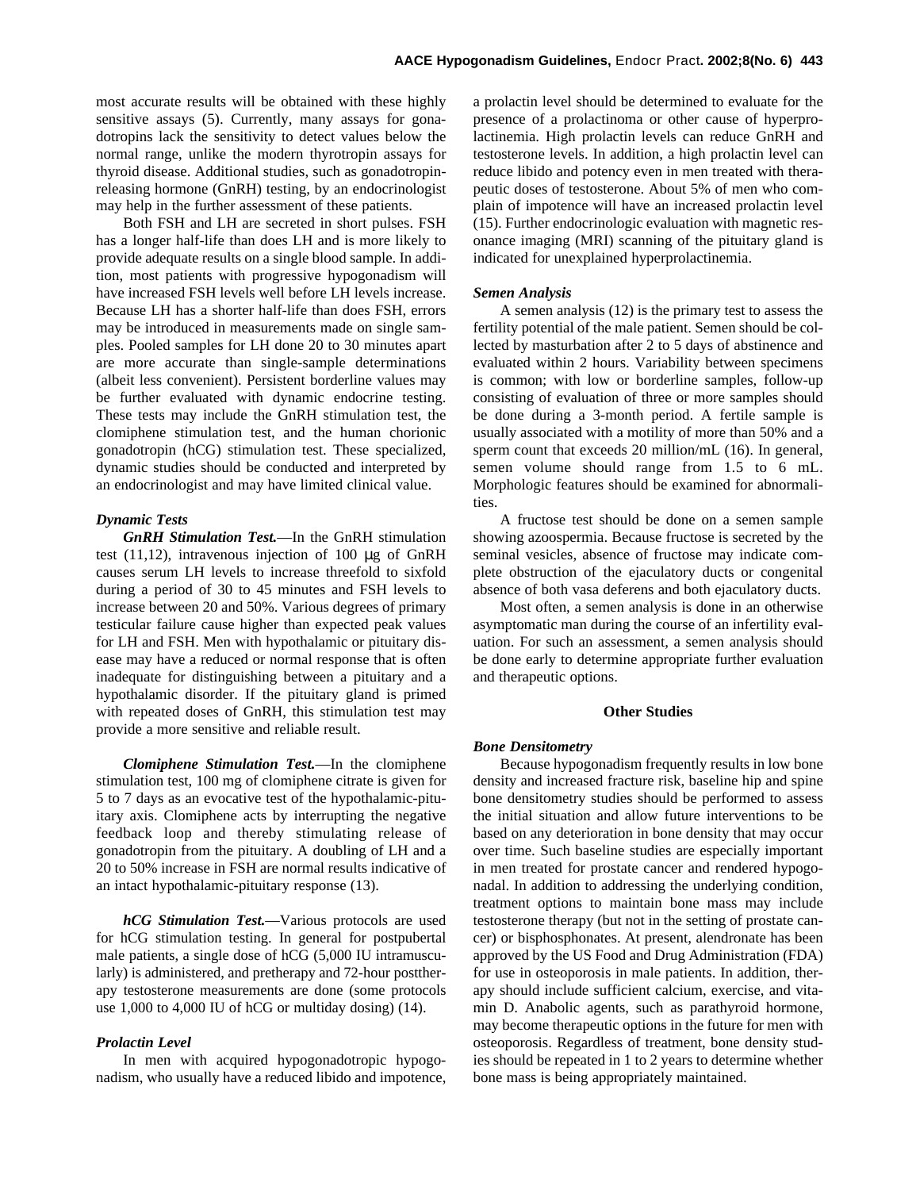most accurate results will be obtained with these highly sensitive assays (5). Currently, many assays for gonadotropins lack the sensitivity to detect values below the normal range, unlike the modern thyrotropin assays for thyroid disease. Additional studies, such as gonadotropin-releasing hormone (GnRH) testing, by an endocrinologist may help in the further assessment of these patients.

Both FSH and LH are secreted in short pulses. FSH has a longer half-life than does LH and is more likely to provide adequate results on a single blood sample. In addition, most patients with progressive hypogonadism will have increased FSH levels well before LH levels increase. Because LH has a shorter half-life than does FSH, errors may be introduced in measurements made on single samples. Pooled samples for LH done 20 to 30 minutes apart are more accurate than single-sample determinations (albeit less convenient). Persistent borderline values may be further evaluated with dynamic endocrine testing. These tests may include the GnRH stimulation test, the clomiphene stimulation test, and the human chorionic gonadotropin (hCG) stimulation test. These specialized, dynamic studies should be conducted and interpreted by an endocrinologist and may have limited clinical value.

### *Dynamic Tests*

***GnRH Stimulation Test.***—In the GnRH stimulation test (11,12), intravenous injection of 100 μg of GnRH causes serum LH levels to increase threefold to sixfold during a period of 30 to 45 minutes and FSH levels to increase between 20 and 50%. Various degrees of primary testicular failure cause higher than expected peak values for LH and FSH. Men with hypothalamic or pituitary disease may have a reduced or normal response that is often inadequate for distinguishing between a pituitary and a hypothalamic disorder. If the pituitary gland is primed with repeated doses of GnRH, this stimulation test may provide a more sensitive and reliable result.

***Clomiphene Stimulation Test.***—In the clomiphene stimulation test, 100 mg of clomiphene citrate is given for 5 to 7 days as an evocative test of the hypothalamic-pituitary axis. Clomiphene acts by interrupting the negative feedback loop and thereby stimulating release of gonadotropin from the pituitary. A doubling of LH and a 20 to 50% increase in FSH are normal results indicative of an intact hypothalamic-pituitary response (13).

***hCG Stimulation Test.***—Various protocols are used for hCG stimulation testing. In general for postpubertal male patients, a single dose of hCG (5,000 IU intramuscularly) is administered, and pretherapy and 72-hour posttherapy testosterone measurements are done (some protocols use 1,000 to 4,000 IU of hCG or multiday dosing) (14).

### *Prolactin Level*

In men with acquired hypogonadotropic hypogonadism, who usually have a reduced libido and impotence, a prolactin level should be determined to evaluate for the presence of a prolactinoma or other cause of hyperprolactinemia. High prolactin levels can reduce GnRH and testosterone levels. In addition, a high prolactin level can reduce libido and potency even in men treated with therapeutic doses of testosterone. About 5% of men who complain of impotence will have an increased prolactin level (15). Further endocrinologic evaluation with magnetic resonance imaging (MRI) scanning of the pituitary gland is indicated for unexplained hyperprolactinemia.

### *Semen Analysis*

A semen analysis (12) is the primary test to assess the fertility potential of the male patient. Semen should be collected by masturbation after 2 to 5 days of abstinence and evaluated within 2 hours. Variability between specimens is common; with low or borderline samples, follow-up consisting of evaluation of three or more samples should be done during a 3-month period. A fertile sample is usually associated with a motility of more than 50% and a sperm count that exceeds 20 million/mL (16). In general, semen volume should range from 1.5 to 6 mL. Morphologic features should be examined for abnormalities.

A fructose test should be done on a semen sample showing azoospermia. Because fructose is secreted by the seminal vesicles, absence of fructose may indicate complete obstruction of the ejaculatory ducts or congenital absence of both vasa deferens and both ejaculatory ducts.

Most often, a semen analysis is done in an otherwise asymptomatic man during the course of an infertility evaluation. For such an assessment, a semen analysis should be done early to determine appropriate further evaluation and therapeutic options.

## Other Studies

### *Bone Densitometry*

Because hypogonadism frequently results in low bone density and increased fracture risk, baseline hip and spine bone densitometry studies should be performed to assess the initial situation and allow future interventions to be based on any deterioration in bone density that may occur over time. Such baseline studies are especially important in men treated for prostate cancer and rendered hypogonadal. In addition to addressing the underlying condition, treatment options to maintain bone mass may include testosterone therapy (but not in the setting of prostate cancer) or bisphosphonates. At present, alendronate has been approved by the US Food and Drug Administration (FDA) for use in osteoporosis in male patients. In addition, therapy should include sufficient calcium, exercise, and vitamin D. Anabolic agents, such as parathyroid hormone, may become therapeutic options in the future for men with osteoporosis. Regardless of treatment, bone density studies should be repeated in 1 to 2 years to determine whether bone mass is being appropriately maintained.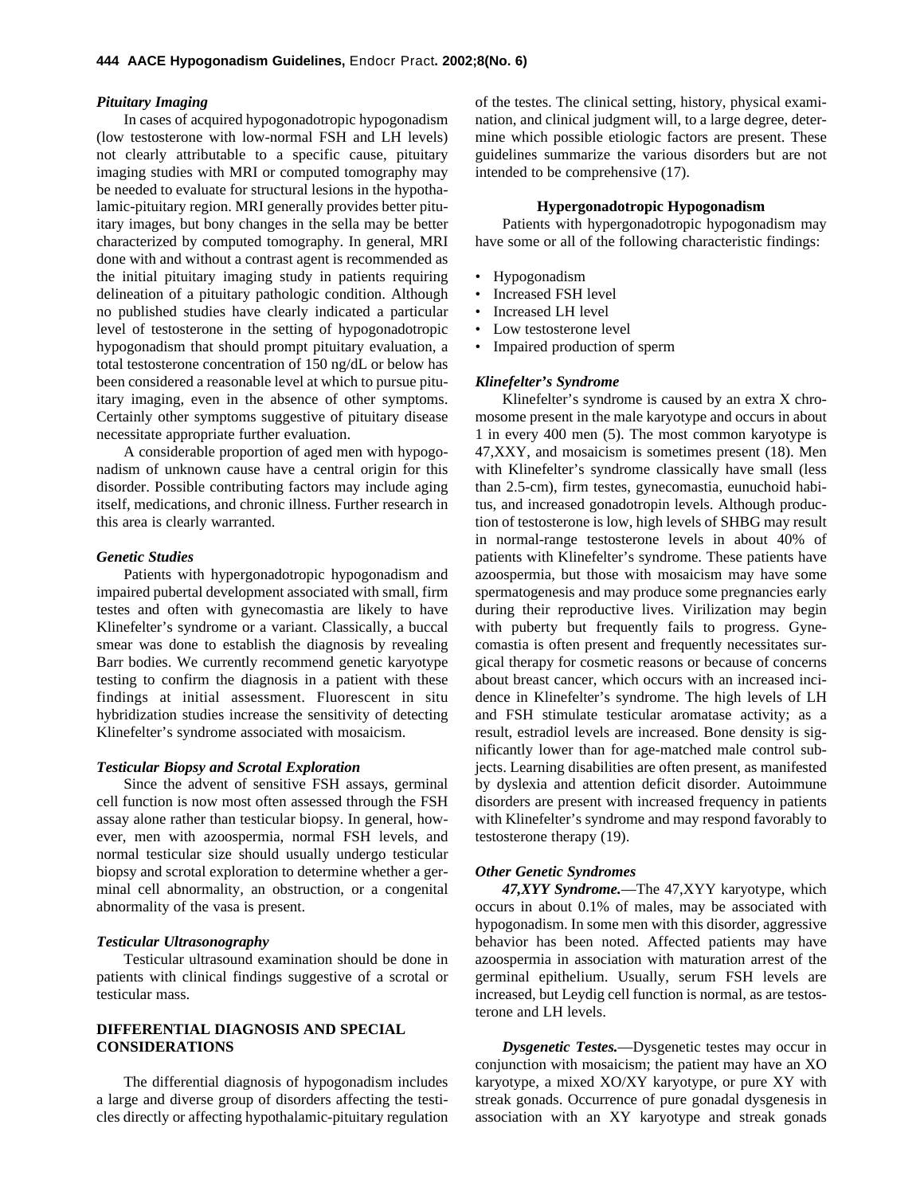### *Pituitary Imaging*

In cases of acquired hypogonadotropic hypogonadism (low testosterone with low-normal FSH and LH levels) not clearly attributable to a specific cause, pituitary imaging studies with MRI or computed tomography may be needed to evaluate for structural lesions in the hypothalamic-pituitary region. MRI generally provides better pituitary images, but bony changes in the sella may be better characterized by computed tomography. In general, MRI done with and without a contrast agent is recommended as the initial pituitary imaging study in patients requiring delineation of a pituitary pathologic condition. Although no published studies have clearly indicated a particular level of testosterone in the setting of hypogonadotropic hypogonadism that should prompt pituitary evaluation, a total testosterone concentration of 150 ng/dL or below has been considered a reasonable level at which to pursue pituitary imaging, even in the absence of other symptoms. Certainly other symptoms suggestive of pituitary disease necessitate appropriate further evaluation.

A considerable proportion of aged men with hypogonadism of unknown cause have a central origin for this disorder. Possible contributing factors may include aging itself, medications, and chronic illness. Further research in this area is clearly warranted.

### *Genetic Studies*

Patients with hypergonadotropic hypogonadism and impaired pubertal development associated with small, firm testes and often with gynecomastia are likely to have Klinefelter's syndrome or a variant. Classically, a buccal smear was done to establish the diagnosis by revealing Barr bodies. We currently recommend genetic karyotype testing to confirm the diagnosis in a patient with these findings at initial assessment. Fluorescent in situ hybridization studies increase the sensitivity of detecting Klinefelter's syndrome associated with mosaicism.

### *Testicular Biopsy and Scrotal Exploration*

Since the advent of sensitive FSH assays, germinal cell function is now most often assessed through the FSH assay alone rather than testicular biopsy. In general, however, men with azoospermia, normal FSH levels, and normal testicular size should usually undergo testicular biopsy and scrotal exploration to determine whether a germinal cell abnormality, an obstruction, or a congenital abnormality of the vasa is present.

### *Testicular Ultrasonography*

Testicular ultrasound examination should be done in patients with clinical findings suggestive of a scrotal or testicular mass.

## DIFFERENTIAL DIAGNOSIS AND SPECIAL CONSIDERATIONS

The differential diagnosis of hypogonadism includes a large and diverse group of disorders affecting the testicles directly or affecting hypothalamic-pituitary regulation of the testes. The clinical setting, history, physical examination, and clinical judgment will, to a large degree, determine which possible etiologic factors are present. These guidelines summarize the various disorders but are not intended to be comprehensive (17).

### Hypergonadotropic Hypogonadism

Patients with hypergonadotropic hypogonadism may have some or all of the following characteristic findings:

- Hypogonadism
- Increased FSH level
- Increased LH level
- Low testosterone level
- Impaired production of sperm

### *Klinefelter's Syndrome*

Klinefelter's syndrome is caused by an extra X chromosome present in the male karyotype and occurs in about 1 in every 400 men (5). The most common karyotype is 47,XXY, and mosaicism is sometimes present (18). Men with Klinefelter's syndrome classically have small (less than 2.5-cm), firm testes, gynecomastia, eunuchoid habitus, and increased gonadotropin levels. Although production of testosterone is low, high levels of SHBG may result in normal-range testosterone levels in about 40% of patients with Klinefelter's syndrome. These patients have azoospermia, but those with mosaicism may have some spermatogenesis and may produce some pregnancies early during their reproductive lives. Virilization may begin with puberty but frequently fails to progress. Gynecomastia is often present and frequently necessitates surgical therapy for cosmetic reasons or because of concerns about breast cancer, which occurs with an increased incidence in Klinefelter's syndrome. The high levels of LH and FSH stimulate testicular aromatase activity; as a result, estradiol levels are increased. Bone density is significantly lower than for age-matched male control subjects. Learning disabilities are often present, as manifested by dyslexia and attention deficit disorder. Autoimmune disorders are present with increased frequency in patients with Klinefelter's syndrome and may respond favorably to testosterone therapy (19).

### *Other Genetic Syndromes*

***47,XYY Syndrome.***—The 47,XYY karyotype, which occurs in about 0.1% of males, may be associated with hypogonadism. In some men with this disorder, aggressive behavior has been noted. Affected patients may have azoospermia in association with maturation arrest of the germinal epithelium. Usually, serum FSH levels are increased, but Leydig cell function is normal, as are testosterone and LH levels.

***Dysgenetic Testes.***—Dysgenetic testes may occur in conjunction with mosaicism; the patient may have an XO karyotype, a mixed XO/XY karyotype, or pure XY with streak gonads. Occurrence of pure gonadal dysgenesis in association with an XY karyotype and streak gonads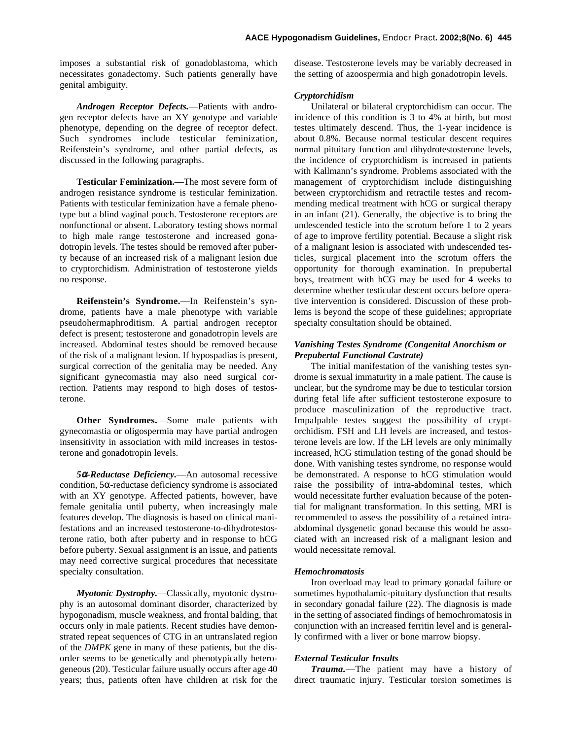imposes a substantial risk of gonadoblastoma, which necessitates gonadectomy. Such patients generally have genital ambiguity.

***Androgen Receptor Defects.***—Patients with androgen receptor defects have an XY genotype and variable phenotype, depending on the degree of receptor defect. Such syndromes include testicular feminization, Reifenstein's syndrome, and other partial defects, as discussed in the following paragraphs.

**Testicular Feminization.**—The most severe form of androgen resistance syndrome is testicular feminization. Patients with testicular feminization have a female phenotype but a blind vaginal pouch. Testosterone receptors are nonfunctional or absent. Laboratory testing shows normal to high male range testosterone and increased gonadotropin levels. The testes should be removed after puberty because of an increased risk of a malignant lesion due to cryptorchidism. Administration of testosterone yields no response.

**Reifenstein's Syndrome.**—In Reifenstein's syndrome, patients have a male phenotype with variable pseudohermaphroditism. A partial androgen receptor defect is present; testosterone and gonadotropin levels are increased. Abdominal testes should be removed because of the risk of a malignant lesion. If hypospadias is present, surgical correction of the genitalia may be needed. Any significant gynecomastia may also need surgical correction. Patients may respond to high doses of testosterone.

**Other Syndromes.**—Some male patients with gynecomastia or oligospermia may have partial androgen insensitivity in association with mild increases in testosterone and gonadotropin levels.

***5α-Reductase Deficiency.***—An autosomal recessive condition, 5α-reductase deficiency syndrome is associated with an XY genotype. Affected patients, however, have female genitalia until puberty, when increasingly male features develop. The diagnosis is based on clinical manifestations and an increased testosterone-to-dihydrotestosterone ratio, both after puberty and in response to hCG before puberty. Sexual assignment is an issue, and patients may need corrective surgical procedures that necessitate specialty consultation.

***Myotonic Dystrophy.***—Classically, myotonic dystrophy is an autosomal dominant disorder, characterized by hypogonadism, muscle weakness, and frontal balding, that occurs only in male patients. Recent studies have demonstrated repeat sequences of CTG in an untranslated region of the *DMPK* gene in many of these patients, but the disorder seems to be genetically and phenotypically heterogeneous (20). Testicular failure usually occurs after age 40 years; thus, patients often have children at risk for the disease. Testosterone levels may be variably decreased in the setting of azoospermia and high gonadotropin levels.

### *Cryptorchidism*

Unilateral or bilateral cryptorchidism can occur. The incidence of this condition is 3 to 4% at birth, but most testes ultimately descend. Thus, the 1-year incidence is about 0.8%. Because normal testicular descent requires normal pituitary function and dihydrotestosterone levels, the incidence of cryptorchidism is increased in patients with Kallmann's syndrome. Problems associated with the management of cryptorchidism include distinguishing between cryptorchidism and retractile testes and recommending medical treatment with hCG or surgical therapy in an infant (21). Generally, the objective is to bring the undescended testicle into the scrotum before 1 to 2 years of age to improve fertility potential. Because a slight risk of a malignant lesion is associated with undescended testicles, surgical placement into the scrotum offers the opportunity for thorough examination. In prepubertal boys, treatment with hCG may be used for 4 weeks to determine whether testicular descent occurs before operative intervention is considered. Discussion of these problems is beyond the scope of these guidelines; appropriate specialty consultation should be obtained.

### *Vanishing Testes Syndrome (Congenital Anorchism or Prepubertal Functional Castrate)*

The initial manifestation of the vanishing testes syndrome is sexual immaturity in a male patient. The cause is unclear, but the syndrome may be due to testicular torsion during fetal life after sufficient testosterone exposure to produce masculinization of the reproductive tract. Impalpable testes suggest the possibility of cryptorchidism. FSH and LH levels are increased, and testosterone levels are low. If the LH levels are only minimally increased, hCG stimulation testing of the gonad should be done. With vanishing testes syndrome, no response would be demonstrated. A response to hCG stimulation would raise the possibility of intra-abdominal testes, which would necessitate further evaluation because of the potential for malignant transformation. In this setting, MRI is recommended to assess the possibility of a retained intra-abdominal dysgenetic gonad because this would be associated with an increased risk of a malignant lesion and would necessitate removal.

### *Hemochromatosis*

Iron overload may lead to primary gonadal failure or sometimes hypothalamic-pituitary dysfunction that results in secondary gonadal failure (22). The diagnosis is made in the setting of associated findings of hemochromatosis in conjunction with an increased ferritin level and is generally confirmed with a liver or bone marrow biopsy.

### *External Testicular Insults*

***Trauma.***—The patient may have a history of direct traumatic injury. Testicular torsion sometimes is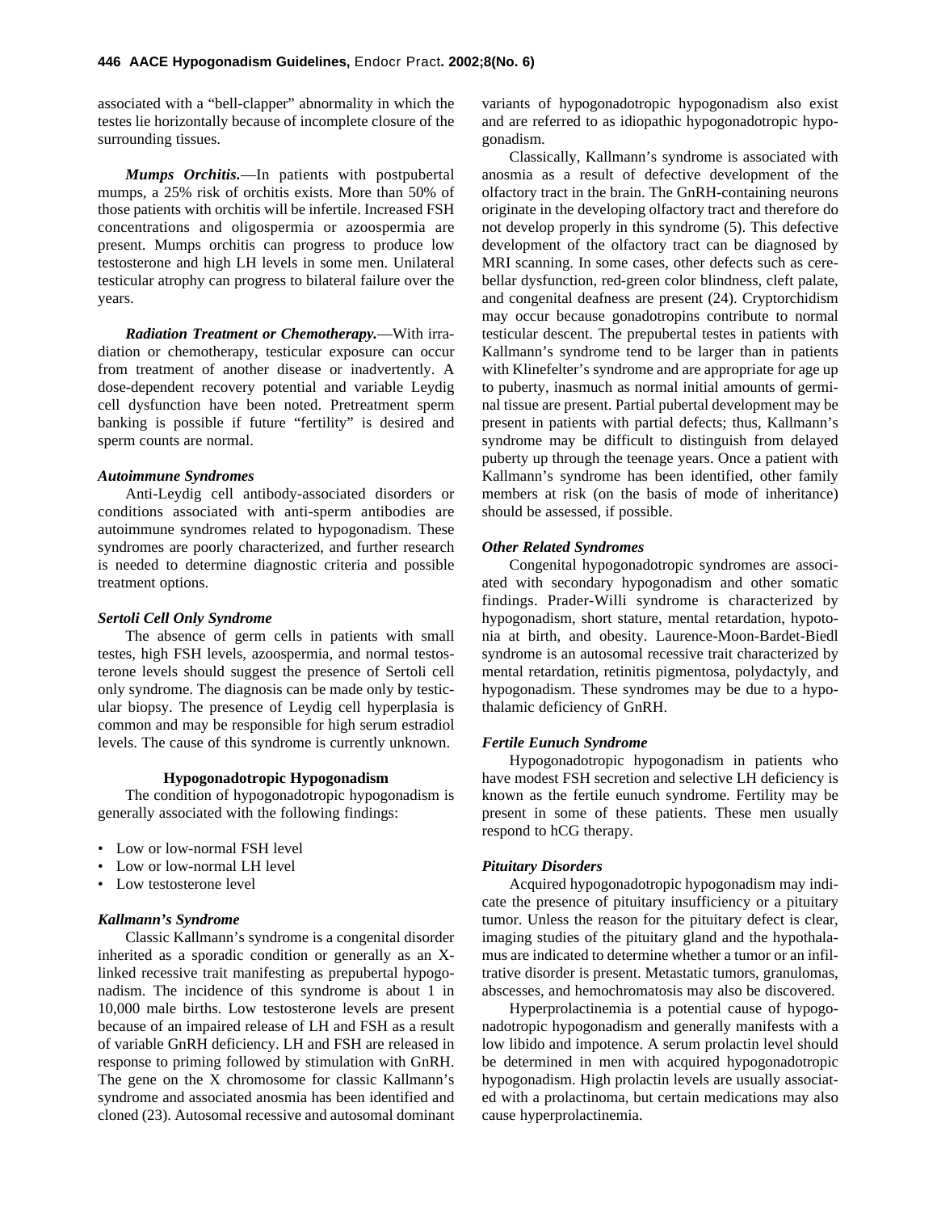associated with a "bell-clapper" abnormality in which the testes lie horizontally because of incomplete closure of the surrounding tissues.

***Mumps Orchitis.***—In patients with postpubertal mumps, a 25% risk of orchitis exists. More than 50% of those patients with orchitis will be infertile. Increased FSH concentrations and oligospermia or azoospermia are present. Mumps orchitis can progress to produce low testosterone and high LH levels in some men. Unilateral testicular atrophy can progress to bilateral failure over the years.

***Radiation Treatment or Chemotherapy.***—With irradiation or chemotherapy, testicular exposure can occur from treatment of another disease or inadvertently. A dose-dependent recovery potential and variable Leydig cell dysfunction have been noted. Pretreatment sperm banking is possible if future "fertility" is desired and sperm counts are normal.

### *Autoimmune Syndromes*

Anti-Leydig cell antibody-associated disorders or conditions associated with anti-sperm antibodies are autoimmune syndromes related to hypogonadism. These syndromes are poorly characterized, and further research is needed to determine diagnostic criteria and possible treatment options.

### *Sertoli Cell Only Syndrome*

The absence of germ cells in patients with small testes, high FSH levels, azoospermia, and normal testosterone levels should suggest the presence of Sertoli cell only syndrome. The diagnosis can be made only by testicular biopsy. The presence of Leydig cell hyperplasia is common and may be responsible for high serum estradiol levels. The cause of this syndrome is currently unknown.

## Hypogonadotropic Hypogonadism

The condition of hypogonadotropic hypogonadism is generally associated with the following findings:

- Low or low-normal FSH level
- Low or low-normal LH level
- Low testosterone level

### *Kallmann's Syndrome*

Classic Kallmann's syndrome is a congenital disorder inherited as a sporadic condition or generally as an X-linked recessive trait manifesting as prepubertal hypogonadism. The incidence of this syndrome is about 1 in 10,000 male births. Low testosterone levels are present because of an impaired release of LH and FSH as a result of variable GnRH deficiency. LH and FSH are released in response to priming followed by stimulation with GnRH. The gene on the X chromosome for classic Kallmann's syndrome and associated anosmia has been identified and cloned (23). Autosomal recessive and autosomal dominant variants of hypogonadotropic hypogonadism also exist and are referred to as idiopathic hypogonadotropic hypogonadism.

Classically, Kallmann's syndrome is associated with anosmia as a result of defective development of the olfactory tract in the brain. The GnRH-containing neurons originate in the developing olfactory tract and therefore do not develop properly in this syndrome (5). This defective development of the olfactory tract can be diagnosed by MRI scanning. In some cases, other defects such as cerebellar dysfunction, red-green color blindness, cleft palate, and congenital deafness are present (24). Cryptorchidism may occur because gonadotropins contribute to normal testicular descent. The prepubertal testes in patients with Kallmann's syndrome tend to be larger than in patients with Klinefelter's syndrome and are appropriate for age up to puberty, inasmuch as normal initial amounts of germinal tissue are present. Partial pubertal development may be present in patients with partial defects; thus, Kallmann's syndrome may be difficult to distinguish from delayed puberty up through the teenage years. Once a patient with Kallmann's syndrome has been identified, other family members at risk (on the basis of mode of inheritance) should be assessed, if possible.

### *Other Related Syndromes*

Congenital hypogonadotropic syndromes are associated with secondary hypogonadism and other somatic findings. Prader-Willi syndrome is characterized by hypogonadism, short stature, mental retardation, hypotonia at birth, and obesity. Laurence-Moon-Bardet-Biedl syndrome is an autosomal recessive trait characterized by mental retardation, retinitis pigmentosa, polydactyly, and hypogonadism. These syndromes may be due to a hypothalamic deficiency of GnRH.

### *Fertile Eunuch Syndrome*

Hypogonadotropic hypogonadism in patients who have modest FSH secretion and selective LH deficiency is known as the fertile eunuch syndrome. Fertility may be present in some of these patients. These men usually respond to hCG therapy.

### *Pituitary Disorders*

Acquired hypogonadotropic hypogonadism may indicate the presence of pituitary insufficiency or a pituitary tumor. Unless the reason for the pituitary defect is clear, imaging studies of the pituitary gland and the hypothalamus are indicated to determine whether a tumor or an infiltrative disorder is present. Metastatic tumors, granulomas, abscesses, and hemochromatosis may also be discovered.

Hyperprolactinemia is a potential cause of hypogonadotropic hypogonadism and generally manifests with a low libido and impotence. A serum prolactin level should be determined in men with acquired hypogonadotropic hypogonadism. High prolactin levels are usually associated with a prolactinoma, but certain medications may also cause hyperprolactinemia.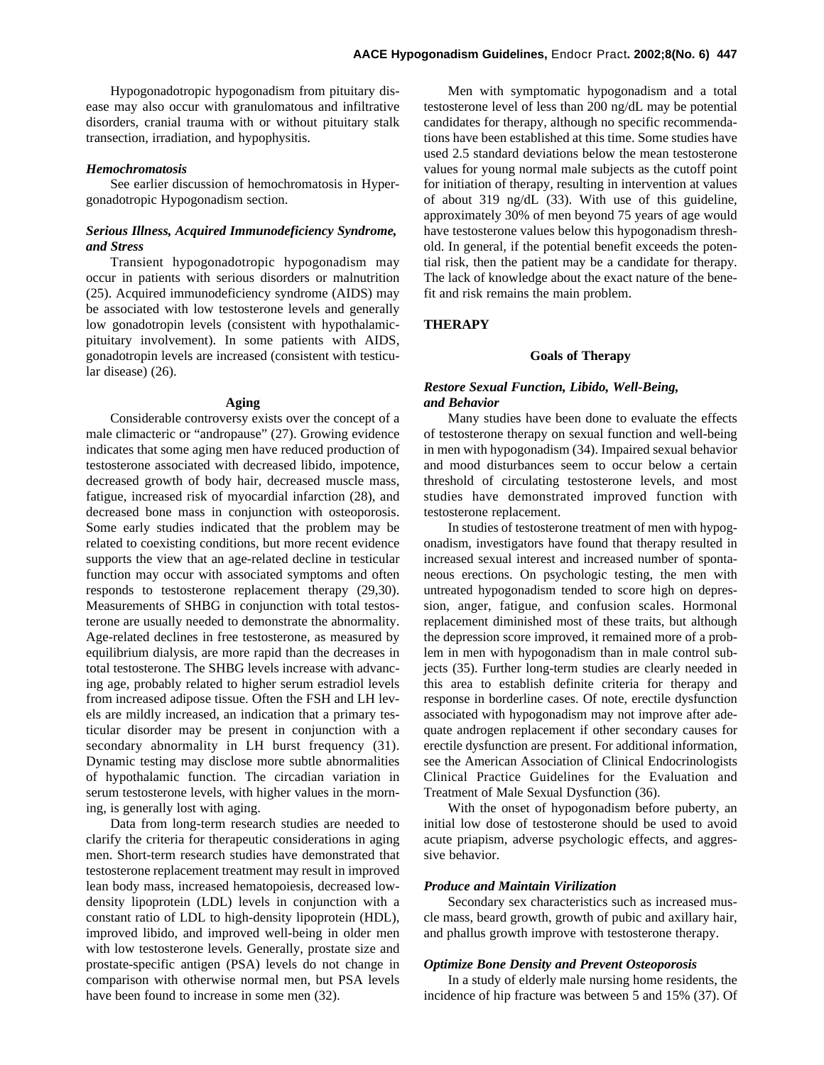Hypogonadotropic hypogonadism from pituitary disease may also occur with granulomatous and infiltrative disorders, cranial trauma with or without pituitary stalk transection, irradiation, and hypophysitis.

### *Hemochromatosis*

See earlier discussion of hemochromatosis in Hypergonadotropic Hypogonadism section.

### *Serious Illness, Acquired Immunodeficiency Syndrome, and Stress*

Transient hypogonadotropic hypogonadism may occur in patients with serious disorders or malnutrition (25). Acquired immunodeficiency syndrome (AIDS) may be associated with low testosterone levels and generally low gonadotropin levels (consistent with hypothalamic-pituitary involvement). In some patients with AIDS, gonadotropin levels are increased (consistent with testicular disease) (26).

### Aging

Considerable controversy exists over the concept of a male climacteric or "andropause" (27). Growing evidence indicates that some aging men have reduced production of testosterone associated with decreased libido, impotence, decreased growth of body hair, decreased muscle mass, fatigue, increased risk of myocardial infarction (28), and decreased bone mass in conjunction with osteoporosis. Some early studies indicated that the problem may be related to coexisting conditions, but more recent evidence supports the view that an age-related decline in testicular function may occur with associated symptoms and often responds to testosterone replacement therapy (29,30). Measurements of SHBG in conjunction with total testosterone are usually needed to demonstrate the abnormality. Age-related declines in free testosterone, as measured by equilibrium dialysis, are more rapid than the decreases in total testosterone. The SHBG levels increase with advancing age, probably related to higher serum estradiol levels from increased adipose tissue. Often the FSH and LH levels are mildly increased, an indication that a primary testicular disorder may be present in conjunction with a secondary abnormality in LH burst frequency (31). Dynamic testing may disclose more subtle abnormalities of hypothalamic function. The circadian variation in serum testosterone levels, with higher values in the morning, is generally lost with aging.

Data from long-term research studies are needed to clarify the criteria for therapeutic considerations in aging men. Short-term research studies have demonstrated that testosterone replacement treatment may result in improved lean body mass, increased hematopoiesis, decreased low-density lipoprotein (LDL) levels in conjunction with a constant ratio of LDL to high-density lipoprotein (HDL), improved libido, and improved well-being in older men with low testosterone levels. Generally, prostate size and prostate-specific antigen (PSA) levels do not change in comparison with otherwise normal men, but PSA levels have been found to increase in some men (32).

Men with symptomatic hypogonadism and a total testosterone level of less than 200 ng/dL may be potential candidates for therapy, although no specific recommendations have been established at this time. Some studies have used 2.5 standard deviations below the mean testosterone values for young normal male subjects as the cutoff point for initiation of therapy, resulting in intervention at values of about 319 ng/dL (33). With use of this guideline, approximately 30% of men beyond 75 years of age would have testosterone values below this hypogonadism threshold. In general, if the potential benefit exceeds the potential risk, then the patient may be a candidate for therapy. The lack of knowledge about the exact nature of the benefit and risk remains the main problem.

## THERAPY

### Goals of Therapy

### *Restore Sexual Function, Libido, Well-Being, and Behavior*

Many studies have been done to evaluate the effects of testosterone therapy on sexual function and well-being in men with hypogonadism (34). Impaired sexual behavior and mood disturbances seem to occur below a certain threshold of circulating testosterone levels, and most studies have demonstrated improved function with testosterone replacement.

In studies of testosterone treatment of men with hypogonadism, investigators have found that therapy resulted in increased sexual interest and increased number of spontaneous erections. On psychologic testing, the men with untreated hypogonadism tended to score high on depression, anger, fatigue, and confusion scales. Hormonal replacement diminished most of these traits, but although the depression score improved, it remained more of a problem in men with hypogonadism than in male control subjects (35). Further long-term studies are clearly needed in this area to establish definite criteria for therapy and response in borderline cases. Of note, erectile dysfunction associated with hypogonadism may not improve after adequate androgen replacement if other secondary causes for erectile dysfunction are present. For additional information, see the American Association of Clinical Endocrinologists Clinical Practice Guidelines for the Evaluation and Treatment of Male Sexual Dysfunction (36).

With the onset of hypogonadism before puberty, an initial low dose of testosterone should be used to avoid acute priapism, adverse psychologic effects, and aggressive behavior.

### *Produce and Maintain Virilization*

Secondary sex characteristics such as increased muscle mass, beard growth, growth of pubic and axillary hair, and phallus growth improve with testosterone therapy.

### *Optimize Bone Density and Prevent Osteoporosis*

In a study of elderly male nursing home residents, the incidence of hip fracture was between 5 and 15% (37). Of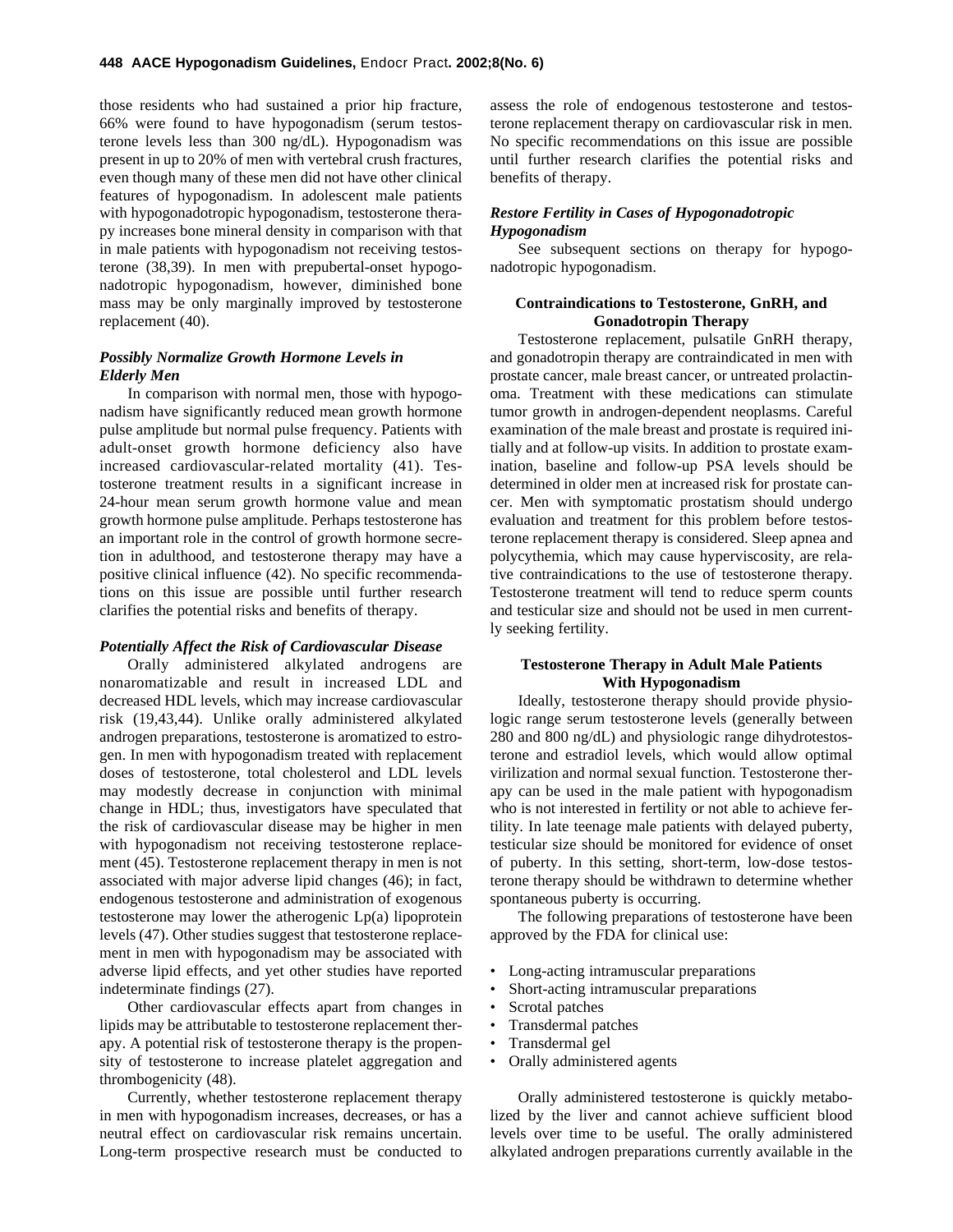those residents who had sustained a prior hip fracture, 66% were found to have hypogonadism (serum testosterone levels less than 300 ng/dL). Hypogonadism was present in up to 20% of men with vertebral crush fractures, even though many of these men did not have other clinical features of hypogonadism. In adolescent male patients with hypogonadotropic hypogonadism, testosterone therapy increases bone mineral density in comparison with that in male patients with hypogonadism not receiving testosterone (38,39). In men with prepubertal-onset hypogonadotropic hypogonadism, however, diminished bone mass may be only marginally improved by testosterone replacement (40).

### *Possibly Normalize Growth Hormone Levels in Elderly Men*

In comparison with normal men, those with hypogonadism have significantly reduced mean growth hormone pulse amplitude but normal pulse frequency. Patients with adult-onset growth hormone deficiency also have increased cardiovascular-related mortality (41). Testosterone treatment results in a significant increase in 24-hour mean serum growth hormone value and mean growth hormone pulse amplitude. Perhaps testosterone has an important role in the control of growth hormone secretion in adulthood, and testosterone therapy may have a positive clinical influence (42). No specific recommendations on this issue are possible until further research clarifies the potential risks and benefits of therapy.

### *Potentially Affect the Risk of Cardiovascular Disease*

Orally administered alkylated androgens are nonaromatizable and result in increased LDL and decreased HDL levels, which may increase cardiovascular risk (19,43,44). Unlike orally administered alkylated androgen preparations, testosterone is aromatized to estrogen. In men with hypogonadism treated with replacement doses of testosterone, total cholesterol and LDL levels may modestly decrease in conjunction with minimal change in HDL; thus, investigators have speculated that the risk of cardiovascular disease may be higher in men with hypogonadism not receiving testosterone replacement (45). Testosterone replacement therapy in men is not associated with major adverse lipid changes (46); in fact, endogenous testosterone and administration of exogenous testosterone may lower the atherogenic Lp(a) lipoprotein levels (47). Other studies suggest that testosterone replacement in men with hypogonadism may be associated with adverse lipid effects, and yet other studies have reported indeterminate findings (27).

Other cardiovascular effects apart from changes in lipids may be attributable to testosterone replacement therapy. A potential risk of testosterone therapy is the propensity of testosterone to increase platelet aggregation and thrombogenicity (48).

Currently, whether testosterone replacement therapy in men with hypogonadism increases, decreases, or has a neutral effect on cardiovascular risk remains uncertain. Long-term prospective research must be conducted to assess the role of endogenous testosterone and testosterone replacement therapy on cardiovascular risk in men. No specific recommendations on this issue are possible until further research clarifies the potential risks and benefits of therapy.

### *Restore Fertility in Cases of Hypogonadotropic Hypogonadism*

See subsequent sections on therapy for hypogonadotropic hypogonadism.

## Contraindications to Testosterone, GnRH, and Gonadotropin Therapy

Testosterone replacement, pulsatile GnRH therapy, and gonadotropin therapy are contraindicated in men with prostate cancer, male breast cancer, or untreated prolactinoma. Treatment with these medications can stimulate tumor growth in androgen-dependent neoplasms. Careful examination of the male breast and prostate is required initially and at follow-up visits. In addition to prostate examination, baseline and follow-up PSA levels should be determined in older men at increased risk for prostate cancer. Men with symptomatic prostatism should undergo evaluation and treatment for this problem before testosterone replacement therapy is considered. Sleep apnea and polycythemia, which may cause hyperviscosity, are relative contraindications to the use of testosterone therapy. Testosterone treatment will tend to reduce sperm counts and testicular size and should not be used in men currently seeking fertility.

## Testosterone Therapy in Adult Male Patients With Hypogonadism

Ideally, testosterone therapy should provide physiologic range serum testosterone levels (generally between 280 and 800 ng/dL) and physiologic range dihydrotestosterone and estradiol levels, which would allow optimal virilization and normal sexual function. Testosterone therapy can be used in the male patient with hypogonadism who is not interested in fertility or not able to achieve fertility. In late teenage male patients with delayed puberty, testicular size should be monitored for evidence of onset of puberty. In this setting, short-term, low-dose testosterone therapy should be withdrawn to determine whether spontaneous puberty is occurring.

The following preparations of testosterone have been approved by the FDA for clinical use:

- Long-acting intramuscular preparations
- Short-acting intramuscular preparations
- Scrotal patches
- Transdermal patches
- Transdermal gel
- Orally administered agents

Orally administered testosterone is quickly metabolized by the liver and cannot achieve sufficient blood levels over time to be useful. The orally administered alkylated androgen preparations currently available in the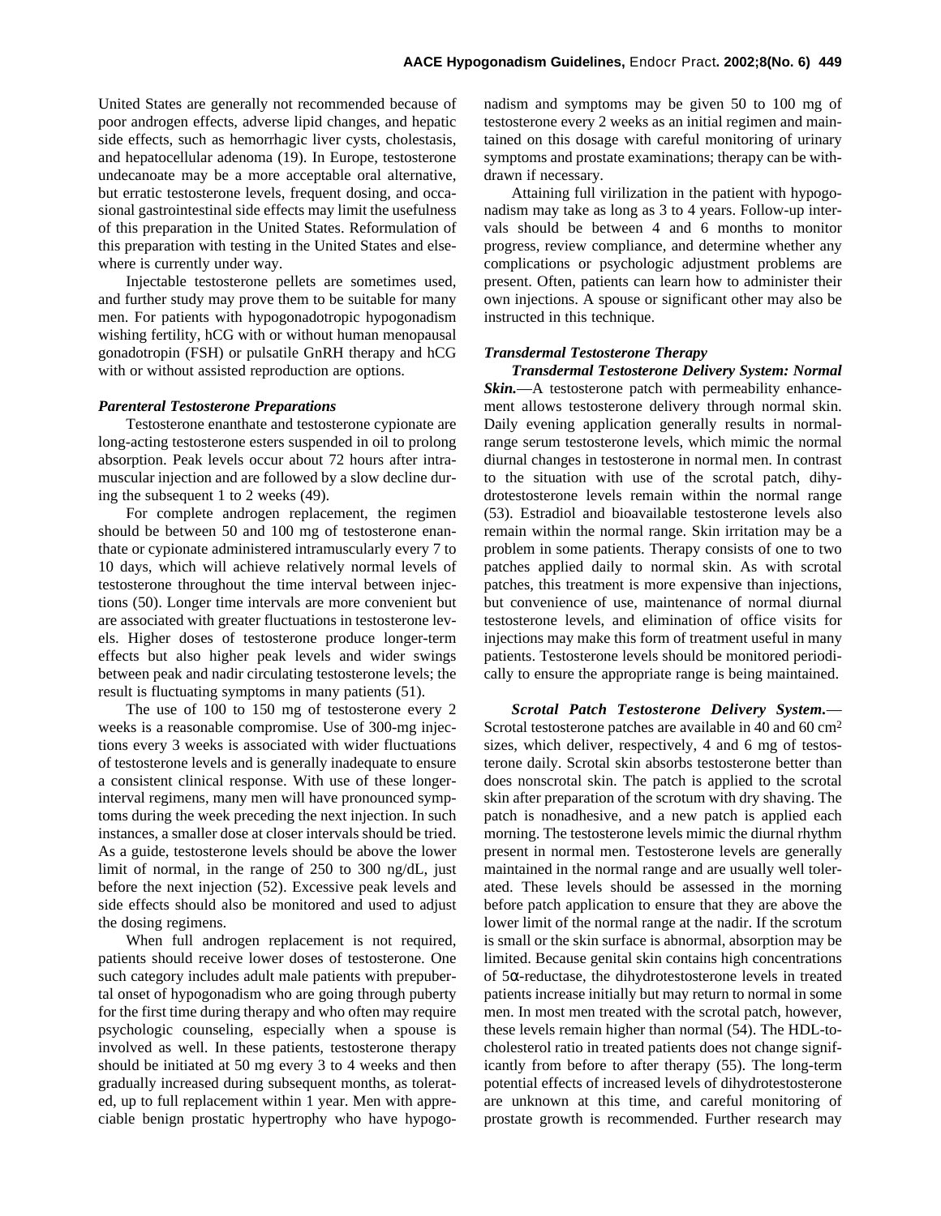United States are generally not recommended because of poor androgen effects, adverse lipid changes, and hepatic side effects, such as hemorrhagic liver cysts, cholestasis, and hepatocellular adenoma (19). In Europe, testosterone undecanoate may be a more acceptable oral alternative, but erratic testosterone levels, frequent dosing, and occasional gastrointestinal side effects may limit the usefulness of this preparation in the United States. Reformulation of this preparation with testing in the United States and elsewhere is currently under way.

Injectable testosterone pellets are sometimes used, and further study may prove them to be suitable for many men. For patients with hypogonadotropic hypogonadism wishing fertility, hCG with or without human menopausal gonadotropin (FSH) or pulsatile GnRH therapy and hCG with or without assisted reproduction are options.

### *Parenteral Testosterone Preparations*

Testosterone enanthate and testosterone cypionate are long-acting testosterone esters suspended in oil to prolong absorption. Peak levels occur about 72 hours after intramuscular injection and are followed by a slow decline during the subsequent 1 to 2 weeks (49).

For complete androgen replacement, the regimen should be between 50 and 100 mg of testosterone enanthate or cypionate administered intramuscularly every 7 to 10 days, which will achieve relatively normal levels of testosterone throughout the time interval between injections (50). Longer time intervals are more convenient but are associated with greater fluctuations in testosterone levels. Higher doses of testosterone produce longer-term effects but also higher peak levels and wider swings between peak and nadir circulating testosterone levels; the result is fluctuating symptoms in many patients (51).

The use of 100 to 150 mg of testosterone every 2 weeks is a reasonable compromise. Use of 300-mg injections every 3 weeks is associated with wider fluctuations of testosterone levels and is generally inadequate to ensure a consistent clinical response. With use of these longer-interval regimens, many men will have pronounced symptoms during the week preceding the next injection. In such instances, a smaller dose at closer intervals should be tried. As a guide, testosterone levels should be above the lower limit of normal, in the range of 250 to 300 ng/dL, just before the next injection (52). Excessive peak levels and side effects should also be monitored and used to adjust the dosing regimens.

When full androgen replacement is not required, patients should receive lower doses of testosterone. One such category includes adult male patients with prepubertal onset of hypogonadism who are going through puberty for the first time during therapy and who often may require psychologic counseling, especially when a spouse is involved as well. In these patients, testosterone therapy should be initiated at 50 mg every 3 to 4 weeks and then gradually increased during subsequent months, as tolerated, up to full replacement within 1 year. Men with appreciable benign prostatic hypertrophy who have hypogonadism and symptoms may be given 50 to 100 mg of testosterone every 2 weeks as an initial regimen and maintained on this dosage with careful monitoring of urinary symptoms and prostate examinations; therapy can be withdrawn if necessary.

Attaining full virilization in the patient with hypogonadism may take as long as 3 to 4 years. Follow-up intervals should be between 4 and 6 months to monitor progress, review compliance, and determine whether any complications or psychologic adjustment problems are present. Often, patients can learn how to administer their own injections. A spouse or significant other may also be instructed in this technique.

### *Transdermal Testosterone Therapy*

***Transdermal Testosterone Delivery System: Normal Skin.***—A testosterone patch with permeability enhancement allows testosterone delivery through normal skin. Daily evening application generally results in normal-range serum testosterone levels, which mimic the normal diurnal changes in testosterone in normal men. In contrast to the situation with use of the scrotal patch, dihydrotestosterone levels remain within the normal range (53). Estradiol and bioavailable testosterone levels also remain within the normal range. Skin irritation may be a problem in some patients. Therapy consists of one to two patches applied daily to normal skin. As with scrotal patches, this treatment is more expensive than injections, but convenience of use, maintenance of normal diurnal testosterone levels, and elimination of office visits for injections may make this form of treatment useful in many patients. Testosterone levels should be monitored periodically to ensure the appropriate range is being maintained.

***Scrotal Patch Testosterone Delivery System.***—Scrotal testosterone patches are available in 40 and 60 $cm^2$ sizes, which deliver, respectively, 4 and 6 mg of testosterone daily. Scrotal skin absorbs testosterone better than does nonscrotal skin. The patch is applied to the scrotal skin after preparation of the scrotum with dry shaving. The patch is nonadhesive, and a new patch is applied each morning. The testosterone levels mimic the diurnal rhythm present in normal men. Testosterone levels are generally maintained in the normal range and are usually well tolerated. These levels should be assessed in the morning before patch application to ensure that they are above the lower limit of the normal range at the nadir. If the scrotum is small or the skin surface is abnormal, absorption may be limited. Because genital skin contains high concentrations of 5α-reductase, the dihydrotestosterone levels in treated patients increase initially but may return to normal in some men. In most men treated with the scrotal patch, however, these levels remain higher than normal (54). The HDL-to-cholesterol ratio in treated patients does not change significantly from before to after therapy (55). The long-term potential effects of increased levels of dihydrotestosterone are unknown at this time, and careful monitoring of prostate growth is recommended. Further research may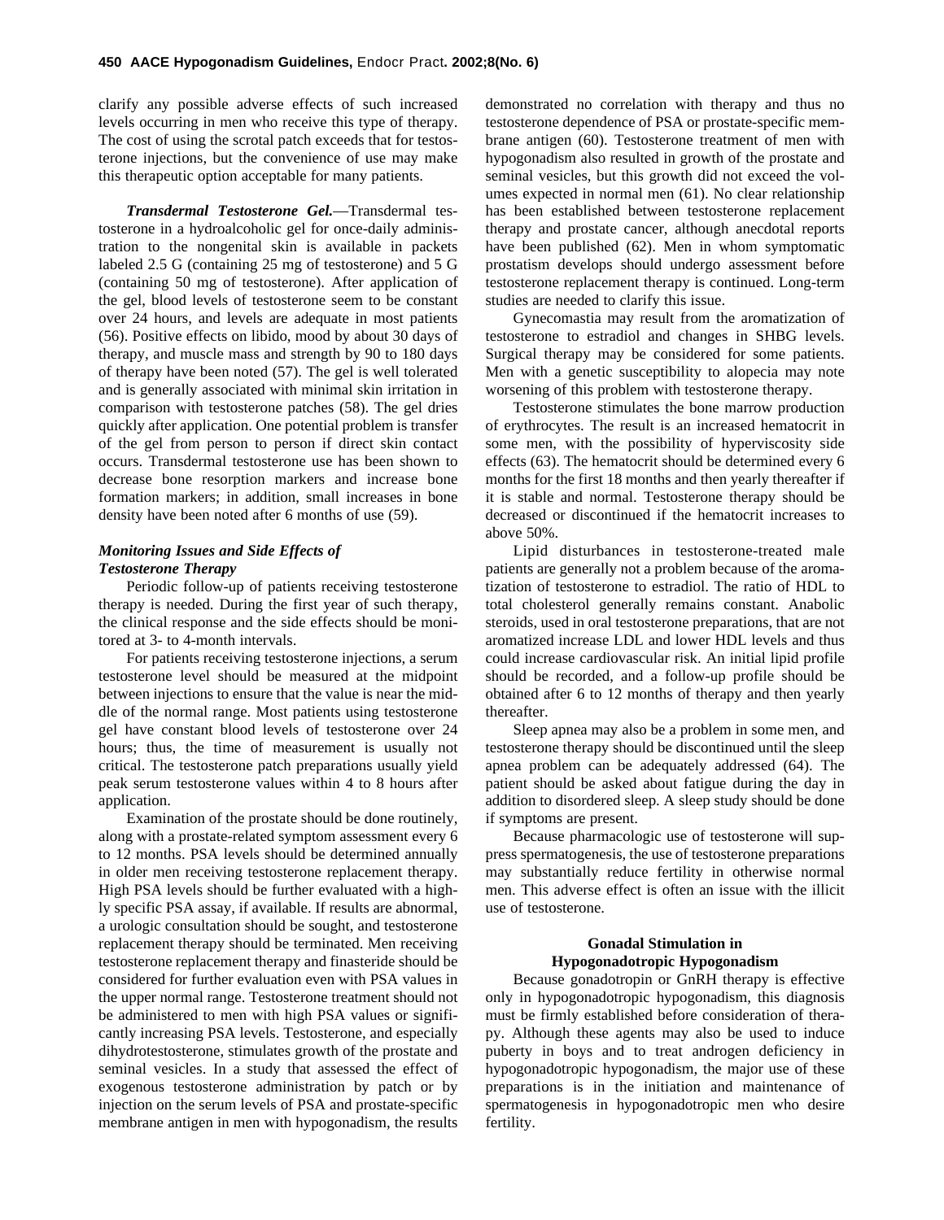clarify any possible adverse effects of such increased levels occurring in men who receive this type of therapy. The cost of using the scrotal patch exceeds that for testosterone injections, but the convenience of use may make this therapeutic option acceptable for many patients.

***Transdermal Testosterone Gel.***—Transdermal testosterone in a hydroalcoholic gel for once-daily administration to the nongenital skin is available in packets labeled 2.5 G (containing 25 mg of testosterone) and 5 G (containing 50 mg of testosterone). After application of the gel, blood levels of testosterone seem to be constant over 24 hours, and levels are adequate in most patients (56). Positive effects on libido, mood by about 30 days of therapy, and muscle mass and strength by 90 to 180 days of therapy have been noted (57). The gel is well tolerated and is generally associated with minimal skin irritation in comparison with testosterone patches (58). The gel dries quickly after application. One potential problem is transfer of the gel from person to person if direct skin contact occurs. Transdermal testosterone use has been shown to decrease bone resorption markers and increase bone formation markers; in addition, small increases in bone density have been noted after 6 months of use (59).

### *Monitoring Issues and Side Effects of Testosterone Therapy*

Periodic follow-up of patients receiving testosterone therapy is needed. During the first year of such therapy, the clinical response and the side effects should be monitored at 3- to 4-month intervals.

For patients receiving testosterone injections, a serum testosterone level should be measured at the midpoint between injections to ensure that the value is near the middle of the normal range. Most patients using testosterone gel have constant blood levels of testosterone over 24 hours; thus, the time of measurement is usually not critical. The testosterone patch preparations usually yield peak serum testosterone values within 4 to 8 hours after application.

Examination of the prostate should be done routinely, along with a prostate-related symptom assessment every 6 to 12 months. PSA levels should be determined annually in older men receiving testosterone replacement therapy. High PSA levels should be further evaluated with a highly specific PSA assay, if available. If results are abnormal, a urologic consultation should be sought, and testosterone replacement therapy should be terminated. Men receiving testosterone replacement therapy and finasteride should be considered for further evaluation even with PSA values in the upper normal range. Testosterone treatment should not be administered to men with high PSA values or significantly increasing PSA levels. Testosterone, and especially dihydrotestosterone, stimulates growth of the prostate and seminal vesicles. In a study that assessed the effect of exogenous testosterone administration by patch or by injection on the serum levels of PSA and prostate-specific membrane antigen in men with hypogonadism, the results demonstrated no correlation with therapy and thus no testosterone dependence of PSA or prostate-specific membrane antigen (60). Testosterone treatment of men with hypogonadism also resulted in growth of the prostate and seminal vesicles, but this growth did not exceed the volumes expected in normal men (61). No clear relationship has been established between testosterone replacement therapy and prostate cancer, although anecdotal reports have been published (62). Men in whom symptomatic prostatism develops should undergo assessment before testosterone replacement therapy is continued. Long-term studies are needed to clarify this issue.

Gynecomastia may result from the aromatization of testosterone to estradiol and changes in SHBG levels. Surgical therapy may be considered for some patients. Men with a genetic susceptibility to alopecia may note worsening of this problem with testosterone therapy.

Testosterone stimulates the bone marrow production of erythrocytes. The result is an increased hematocrit in some men, with the possibility of hyperviscosity side effects (63). The hematocrit should be determined every 6 months for the first 18 months and then yearly thereafter if it is stable and normal. Testosterone therapy should be decreased or discontinued if the hematocrit increases to above 50%.

Lipid disturbances in testosterone-treated male patients are generally not a problem because of the aromatization of testosterone to estradiol. The ratio of HDL to total cholesterol generally remains constant. Anabolic steroids, used in oral testosterone preparations, that are not aromatized increase LDL and lower HDL levels and thus could increase cardiovascular risk. An initial lipid profile should be recorded, and a follow-up profile should be obtained after 6 to 12 months of therapy and then yearly thereafter.

Sleep apnea may also be a problem in some men, and testosterone therapy should be discontinued until the sleep apnea problem can be adequately addressed (64). The patient should be asked about fatigue during the day in addition to disordered sleep. A sleep study should be done if symptoms are present.

Because pharmacologic use of testosterone will suppress spermatogenesis, the use of testosterone preparations may substantially reduce fertility in otherwise normal men. This adverse effect is often an issue with the illicit use of testosterone.

## Gonadal Stimulation in Hypogonadotropic Hypogonadism

Because gonadotropin or GnRH therapy is effective only in hypogonadotropic hypogonadism, this diagnosis must be firmly established before consideration of therapy. Although these agents may also be used to induce puberty in boys and to treat androgen deficiency in hypogonadotropic hypogonadism, the major use of these preparations is in the initiation and maintenance of spermatogenesis in hypogonadotropic men who desire fertility.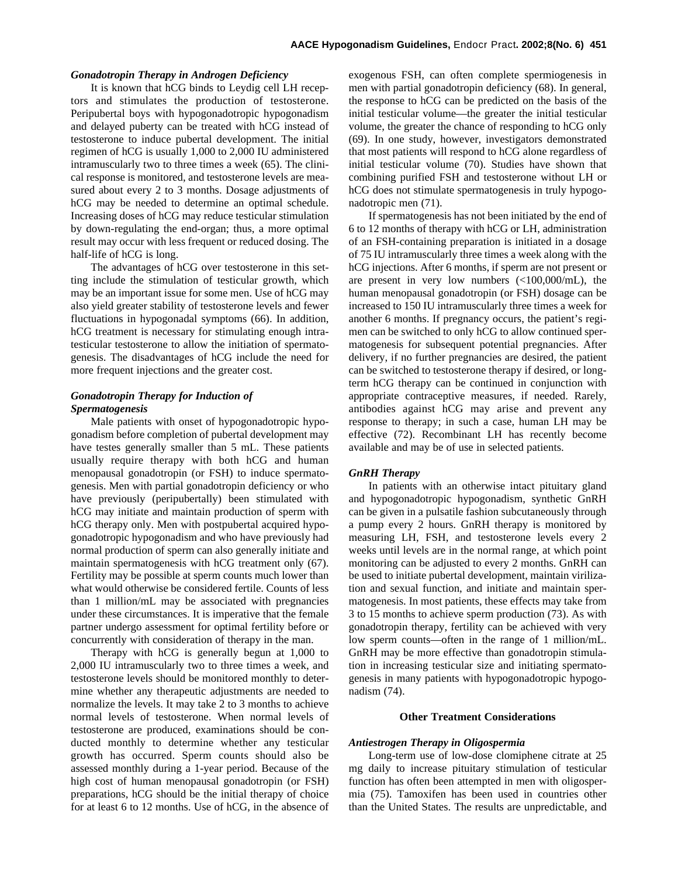### *Gonadotropin Therapy in Androgen Deficiency*

It is known that hCG binds to Leydig cell LH receptors and stimulates the production of testosterone. Peripubertal boys with hypogonadotropic hypogonadism and delayed puberty can be treated with hCG instead of testosterone to induce pubertal development. The initial regimen of hCG is usually 1,000 to 2,000 IU administered intramuscularly two to three times a week (65). The clinical response is monitored, and testosterone levels are measured about every 2 to 3 months. Dosage adjustments of hCG may be needed to determine an optimal schedule. Increasing doses of hCG may reduce testicular stimulation by down-regulating the end-organ; thus, a more optimal result may occur with less frequent or reduced dosing. The half-life of hCG is long.

The advantages of hCG over testosterone in this setting include the stimulation of testicular growth, which may be an important issue for some men. Use of hCG may also yield greater stability of testosterone levels and fewer fluctuations in hypogonadal symptoms (66). In addition, hCG treatment is necessary for stimulating enough intratesticular testosterone to allow the initiation of spermatogenesis. The disadvantages of hCG include the need for more frequent injections and the greater cost.

### *Gonadotropin Therapy for Induction of Spermatogenesis*

Male patients with onset of hypogonadotropic hypogonadism before completion of pubertal development may have testes generally smaller than 5 mL. These patients usually require therapy with both hCG and human menopausal gonadotropin (or FSH) to induce spermatogenesis. Men with partial gonadotropin deficiency or who have previously (peripubertally) been stimulated with hCG may initiate and maintain production of sperm with hCG therapy only. Men with postpubertal acquired hypogonadotropic hypogonadism and who have previously had normal production of sperm can also generally initiate and maintain spermatogenesis with hCG treatment only (67). Fertility may be possible at sperm counts much lower than what would otherwise be considered fertile. Counts of less than 1 million/mL may be associated with pregnancies under these circumstances. It is imperative that the female partner undergo assessment for optimal fertility before or concurrently with consideration of therapy in the man.

Therapy with hCG is generally begun at 1,000 to 2,000 IU intramuscularly two to three times a week, and testosterone levels should be monitored monthly to determine whether any therapeutic adjustments are needed to normalize the levels. It may take 2 to 3 months to achieve normal levels of testosterone. When normal levels of testosterone are produced, examinations should be conducted monthly to determine whether any testicular growth has occurred. Sperm counts should also be assessed monthly during a 1-year period. Because of the high cost of human menopausal gonadotropin (or FSH) preparations, hCG should be the initial therapy of choice for at least 6 to 12 months. Use of hCG, in the absence of exogenous FSH, can often complete spermiogenesis in men with partial gonadotropin deficiency (68). In general, the response to hCG can be predicted on the basis of the initial testicular volume—the greater the initial testicular volume, the greater the chance of responding to hCG only (69). In one study, however, investigators demonstrated that most patients will respond to hCG alone regardless of initial testicular volume (70). Studies have shown that combining purified FSH and testosterone without LH or hCG does not stimulate spermatogenesis in truly hypogonadotropic men (71).

If spermatogenesis has not been initiated by the end of 6 to 12 months of therapy with hCG or LH, administration of an FSH-containing preparation is initiated in a dosage of 75 IU intramuscularly three times a week along with the hCG injections. After 6 months, if sperm are not present or are present in very low numbers (<100,000/mL), the human menopausal gonadotropin (or FSH) dosage can be increased to 150 IU intramuscularly three times a week for another 6 months. If pregnancy occurs, the patient's regimen can be switched to only hCG to allow continued spermatogenesis for subsequent potential pregnancies. After delivery, if no further pregnancies are desired, the patient can be switched to testosterone therapy if desired, or long-term hCG therapy can be continued in conjunction with appropriate contraceptive measures, if needed. Rarely, antibodies against hCG may arise and prevent any response to therapy; in such a case, human LH may be effective (72). Recombinant LH has recently become available and may be of use in selected patients.

### *GnRH Therapy*

In patients with an otherwise intact pituitary gland and hypogonadotropic hypogonadism, synthetic GnRH can be given in a pulsatile fashion subcutaneously through a pump every 2 hours. GnRH therapy is monitored by measuring LH, FSH, and testosterone levels every 2 weeks until levels are in the normal range, at which point monitoring can be adjusted to every 2 months. GnRH can be used to initiate pubertal development, maintain virilization and sexual function, and initiate and maintain spermatogenesis. In most patients, these effects may take from 3 to 15 months to achieve sperm production (73). As with gonadotropin therapy, fertility can be achieved with very low sperm counts—often in the range of 1 million/mL. GnRH may be more effective than gonadotropin stimulation in increasing testicular size and initiating spermatogenesis in many patients with hypogonadotropic hypogonadism (74).

## Other Treatment Considerations

### *Antiestrogen Therapy in Oligospermia*

Long-term use of low-dose clomiphene citrate at 25 mg daily to increase pituitary stimulation of testicular function has often been attempted in men with oligospermia (75). Tamoxifen has been used in countries other than the United States. The results are unpredictable, and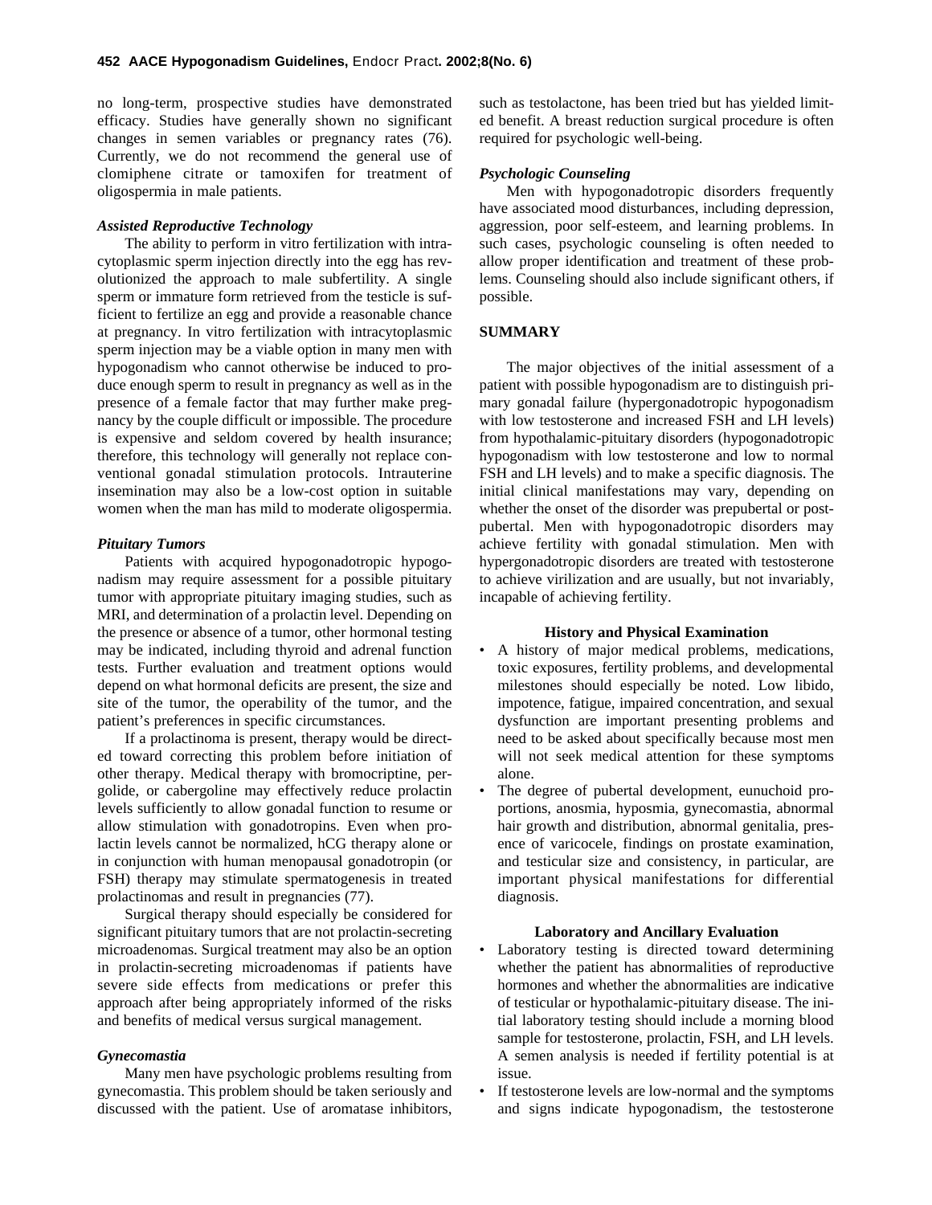no long-term, prospective studies have demonstrated efficacy. Studies have generally shown no significant changes in semen variables or pregnancy rates (76). Currently, we do not recommend the general use of clomiphene citrate or tamoxifen for treatment of oligospermia in male patients.

### *Assisted Reproductive Technology*

The ability to perform in vitro fertilization with intracytoplasmic sperm injection directly into the egg has revolutionized the approach to male subfertility. A single sperm or immature form retrieved from the testicle is sufficient to fertilize an egg and provide a reasonable chance at pregnancy. In vitro fertilization with intracytoplasmic sperm injection may be a viable option in many men with hypogonadism who cannot otherwise be induced to produce enough sperm to result in pregnancy as well as in the presence of a female factor that may further make pregnancy by the couple difficult or impossible. The procedure is expensive and seldom covered by health insurance; therefore, this technology will generally not replace conventional gonadal stimulation protocols. Intrauterine insemination may also be a low-cost option in suitable women when the man has mild to moderate oligospermia.

### *Pituitary Tumors*

Patients with acquired hypogonadotropic hypogonadism may require assessment for a possible pituitary tumor with appropriate pituitary imaging studies, such as MRI, and determination of a prolactin level. Depending on the presence or absence of a tumor, other hormonal testing may be indicated, including thyroid and adrenal function tests. Further evaluation and treatment options would depend on what hormonal deficits are present, the size and site of the tumor, the operability of the tumor, and the patient's preferences in specific circumstances.

If a prolactinoma is present, therapy would be directed toward correcting this problem before initiation of other therapy. Medical therapy with bromocriptine, pergolide, or cabergoline may effectively reduce prolactin levels sufficiently to allow gonadal function to resume or allow stimulation with gonadotropins. Even when prolactin levels cannot be normalized, hCG therapy alone or in conjunction with human menopausal gonadotropin (or FSH) therapy may stimulate spermatogenesis in treated prolactinomas and result in pregnancies (77).

Surgical therapy should especially be considered for significant pituitary tumors that are not prolactin-secreting microadenomas. Surgical treatment may also be an option in prolactin-secreting microadenomas if patients have severe side effects from medications or prefer this approach after being appropriately informed of the risks and benefits of medical versus surgical management.

### *Gynecomastia*

Many men have psychologic problems resulting from gynecomastia. This problem should be taken seriously and discussed with the patient. Use of aromatase inhibitors, such as testolactone, has been tried but has yielded limited benefit. A breast reduction surgical procedure is often required for psychologic well-being.

### *Psychologic Counseling*

Men with hypogonadotropic disorders frequently have associated mood disturbances, including depression, aggression, poor self-esteem, and learning problems. In such cases, psychologic counseling is often needed to allow proper identification and treatment of these problems. Counseling should also include significant others, if possible.

## SUMMARY

The major objectives of the initial assessment of a patient with possible hypogonadism are to distinguish primary gonadal failure (hypergonadotropic hypogonadism with low testosterone and increased FSH and LH levels) from hypothalamic-pituitary disorders (hypogonadotropic hypogonadism with low testosterone and low to normal FSH and LH levels) and to make a specific diagnosis. The initial clinical manifestations may vary, depending on whether the onset of the disorder was prepubertal or postpubertal. Men with hypogonadotropic disorders may achieve fertility with gonadal stimulation. Men with hypergonadotropic disorders are treated with testosterone to achieve virilization and are usually, but not invariably, incapable of achieving fertility.

### History and Physical Examination

- A history of major medical problems, medications, toxic exposures, fertility problems, and developmental milestones should especially be noted. Low libido, impotence, fatigue, impaired concentration, and sexual dysfunction are important presenting problems and need to be asked about specifically because most men will not seek medical attention for these symptoms alone.
- The degree of pubertal development, eunuchoid proportions, anosmia, hyposmia, gynecomastia, abnormal hair growth and distribution, abnormal genitalia, presence of varicocele, findings on prostate examination, and testicular size and consistency, in particular, are important physical manifestations for differential diagnosis.

### Laboratory and Ancillary Evaluation

- Laboratory testing is directed toward determining whether the patient has abnormalities of reproductive hormones and whether the abnormalities are indicative of testicular or hypothalamic-pituitary disease. The initial laboratory testing should include a morning blood sample for testosterone, prolactin, FSH, and LH levels. A semen analysis is needed if fertility potential is at issue.
- If testosterone levels are low-normal and the symptoms and signs indicate hypogonadism, the testosterone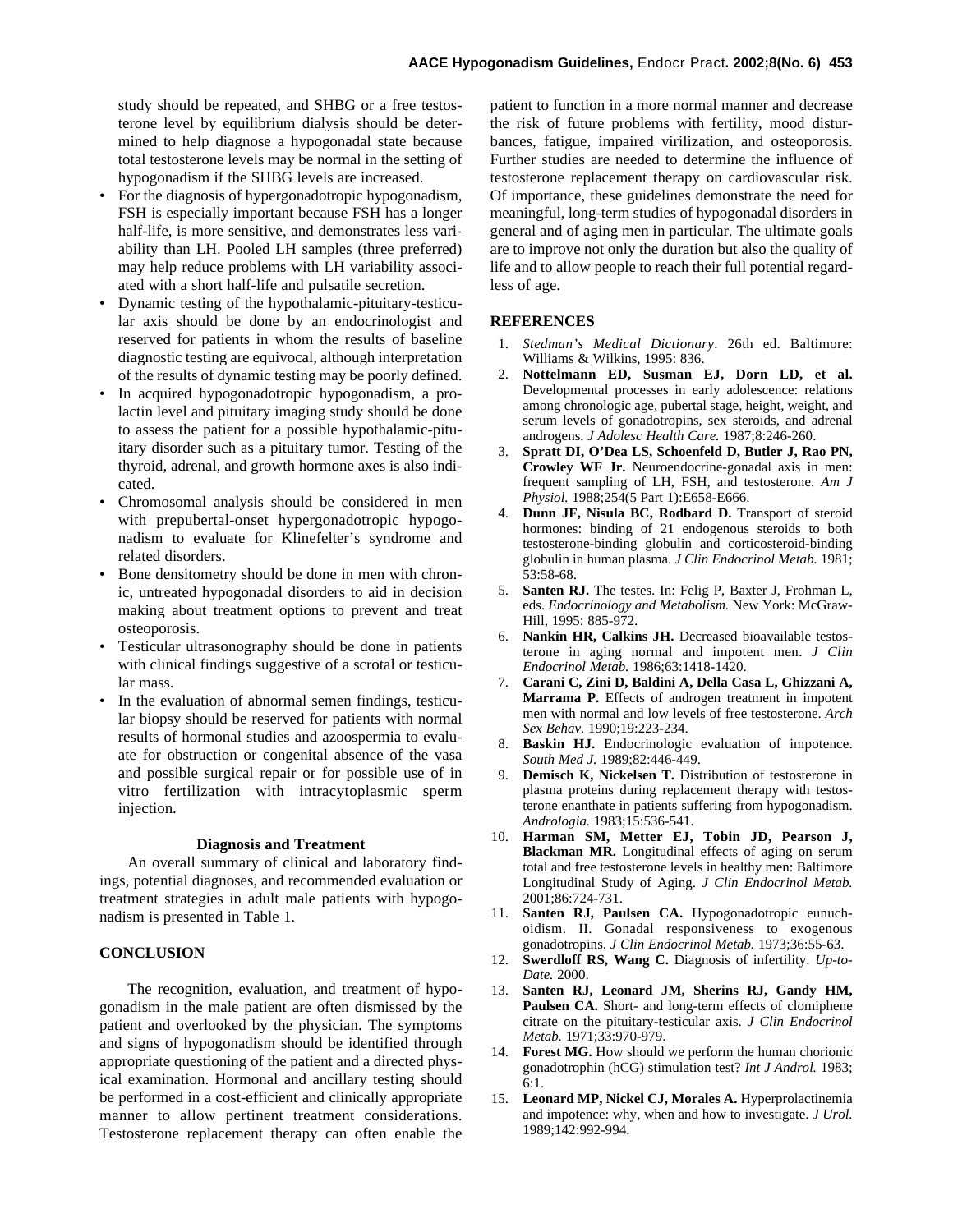study should be repeated, and SHBG or a free testosterone level by equilibrium dialysis should be determined to help diagnose a hypogonadal state because total testosterone levels may be normal in the setting of hypogonadism if the SHBG levels are increased.

- For the diagnosis of hypergonadotropic hypogonadism, FSH is especially important because FSH has a longer half-life, is more sensitive, and demonstrates less variability than LH. Pooled LH samples (three preferred) may help reduce problems with LH variability associated with a short half-life and pulsatile secretion.
- Dynamic testing of the hypothalamic-pituitary-testicular axis should be done by an endocrinologist and reserved for patients in whom the results of baseline diagnostic testing are equivocal, although interpretation of the results of dynamic testing may be poorly defined.
- In acquired hypogonadotropic hypogonadism, a prolactin level and pituitary imaging study should be done to assess the patient for a possible hypothalamic-pituitary disorder such as a pituitary tumor. Testing of the thyroid, adrenal, and growth hormone axes is also indicated.
- Chromosomal analysis should be considered in men with prepubertal-onset hypergonadotropic hypogonadism to evaluate for Klinefelter's syndrome and related disorders.
- Bone densitometry should be done in men with chronic, untreated hypogonadal disorders to aid in decision making about treatment options to prevent and treat osteoporosis.
- Testicular ultrasonography should be done in patients with clinical findings suggestive of a scrotal or testicular mass.
- In the evaluation of abnormal semen findings, testicular biopsy should be reserved for patients with normal results of hormonal studies and azoospermia to evaluate for obstruction or congenital absence of the vasa and possible surgical repair or for possible use of in vitro fertilization with intracytoplasmic sperm injection.

### Diagnosis and Treatment

An overall summary of clinical and laboratory findings, potential diagnoses, and recommended evaluation or treatment strategies in adult male patients with hypogonadism is presented in Table 1.

## CONCLUSION

The recognition, evaluation, and treatment of hypogonadism in the male patient are often dismissed by the patient and overlooked by the physician. The symptoms and signs of hypogonadism should be identified through appropriate questioning of the patient and a directed physical examination. Hormonal and ancillary testing should be performed in a cost-efficient and clinically appropriate manner to allow pertinent treatment considerations. Testosterone replacement therapy can often enable the patient to function in a more normal manner and decrease the risk of future problems with fertility, mood disturbances, fatigue, impaired virilization, and osteoporosis. Further studies are needed to determine the influence of testosterone replacement therapy on cardiovascular risk. Of importance, these guidelines demonstrate the need for meaningful, long-term studies of hypogonadal disorders in general and of aging men in particular. The ultimate goals are to improve not only the duration but also the quality of life and to allow people to reach their full potential regardless of age.

## REFERENCES

1. *Stedman's Medical Dictionary*. 26th ed. Baltimore: Williams & Wilkins, 1995: 836.
2. **Nottelmann ED, Susman EJ, Dorn LD, et al.** Developmental processes in early adolescence: relations among chronologic age, pubertal stage, height, weight, and serum levels of gonadotropins, sex steroids, and adrenal androgens. *J Adolesc Health Care.* 1987;8:246-260.
3. **Spratt DI, O'Dea LS, Schoenfeld D, Butler J, Rao PN, Crowley WF Jr.** Neuroendocrine-gonadal axis in men: frequent sampling of LH, FSH, and testosterone. *Am J Physiol.* 1988;254(5 Part 1):E658-E666.
4. **Dunn JF, Nisula BC, Rodbard D.** Transport of steroid hormones: binding of 21 endogenous steroids to both testosterone-binding globulin and corticosteroid-binding globulin in human plasma. *J Clin Endocrinol Metab.* 1981; 53:58-68.
5. **Santen RJ.** The testes. In: Felig P, Baxter J, Frohman L, eds. *Endocrinology and Metabolism.* New York: McGraw-Hill, 1995: 885-972.
6. **Nankin HR, Calkins JH.** Decreased bioavailable testosterone in aging normal and impotent men. *J Clin Endocrinol Metab.* 1986;63:1418-1420.
7. **Carani C, Zini D, Baldini A, Della Casa L, Ghizzani A, Marrama P.** Effects of androgen treatment in impotent men with normal and low levels of free testosterone. *Arch Sex Behav.* 1990;19:223-234.
8. **Baskin HJ.** Endocrinologic evaluation of impotence. *South Med J.* 1989;82:446-449.
9. **Demisch K, Nickelsen T.** Distribution of testosterone in plasma proteins during replacement therapy with testosterone enanthate in patients suffering from hypogonadism. *Andrologia.* 1983;15:536-541.
10. **Harman SM, Metter EJ, Tobin JD, Pearson J, Blackman MR.** Longitudinal effects of aging on serum total and free testosterone levels in healthy men: Baltimore Longitudinal Study of Aging. *J Clin Endocrinol Metab.* 2001;86:724-731.
11. **Santen RJ, Paulsen CA.** Hypogonadotropic eunuchoidism. II. Gonadal responsiveness to exogenous gonadotropins. *J Clin Endocrinol Metab.* 1973;36:55-63.
12. **Swerdloff RS, Wang C.** Diagnosis of infertility. *Up-to-Date.* 2000.
13. **Santen RJ, Leonard JM, Sherins RJ, Gandy HM, Paulsen CA.** Short- and long-term effects of clomiphene citrate on the pituitary-testicular axis. *J Clin Endocrinol Metab.* 1971;33:970-979.
14. **Forest MG.** How should we perform the human chorionic gonadotrophin (hCG) stimulation test? *Int J Androl.* 1983; 6:1.
15. **Leonard MP, Nickel CJ, Morales A.** Hyperprolactinemia and impotence: why, when and how to investigate. *J Urol.* 1989;142:992-994.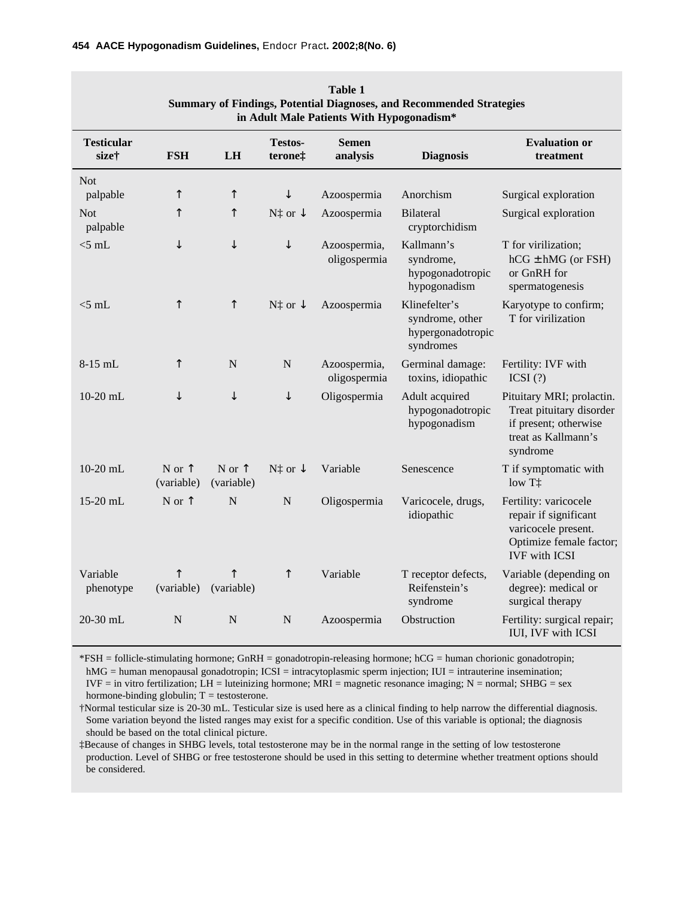**Table 1**
**Summary of Findings, Potential Diagnoses, and Recommended Strategies in Adult Male Patients With Hypogonadism***

| Testicular size† | FSH | LH | Testos-terone‡ | Semen analysis | Diagnosis | Evaluation or treatment |
|---|---|---|---|---|---|---|
| Not palpable | ↑ | ↑ | ↓ | Azoospermia | Anorchism | Surgical exploration |
| Not palpable | ↑ | ↑ | N‡ or ↓ | Azoospermia | Bilateral cryptorchidism | Surgical exploration |
| <5 mL | ↓ | ↓ | ↓ | Azoospermia, oligospermia | Kallmann's syndrome, hypogonadotropic hypogonadism | T for virilization; hCG ± hMG (or FSH) or GnRH for spermatogenesis |
| <5 mL | ↑ | ↑ | N‡ or ↓ | Azoospermia | Klinefelter's syndrome, other hypergonadotropic syndromes | Karyotype to confirm; T for virilization |
| 8-15 mL | ↑ | N | N | Azoospermia, oligospermia | Germinal damage: toxins, idiopathic | Fertility: IVF with ICSI (?) |
| 10-20 mL | ↓ | ↓ | ↓ | Oligospermia | Adult acquired hypogonadotropic hypogonadism | Pituitary MRI; prolactin. Treat pituitary disorder if present; otherwise treat as Kallmann's syndrome |
| 10-20 mL | N or ↑ (variable) | N or ↑ (variable) | N‡ or ↓ | Variable | Senescence | T if symptomatic with low T‡ |
| 15-20 mL | N or ↑ | N | N | Oligospermia | Varicocele, drugs, idiopathic | Fertility: varicocele repair if significant varicocele present. Optimize female factor; IVF with ICSI |
| Variable phenotype | ↑ (variable) | ↑ (variable) | ↑ | Variable | T receptor defects, Reifenstein's syndrome | Variable (depending on degree): medical or surgical therapy |
| 20-30 mL | N | N | N | Azoospermia | Obstruction | Fertility: surgical repair; IUI, IVF with ICSI |

*FSH = follicle-stimulating hormone; GnRH = gonadotropin-releasing hormone; hCG = human chorionic gonadotropin; hMG = human menopausal gonadotropin; ICSI = intracytoplasmic sperm injection; IUI = intrauterine insemination; IVF = in vitro fertilization; LH = luteinizing hormone; MRI = magnetic resonance imaging; N = normal; SHBG = sex hormone-binding globulin; T = testosterone.

†Normal testicular size is 20-30 mL. Testicular size is used here as a clinical finding to help narrow the differential diagnosis. Some variation beyond the listed ranges may exist for a specific condition. Use of this variable is optional; the diagnosis should be based on the total clinical picture.

‡Because of changes in SHBG levels, total testosterone may be in the normal range in the setting of low testosterone production. Level of SHBG or free testosterone should be used in this setting to determine whether treatment options should be considered.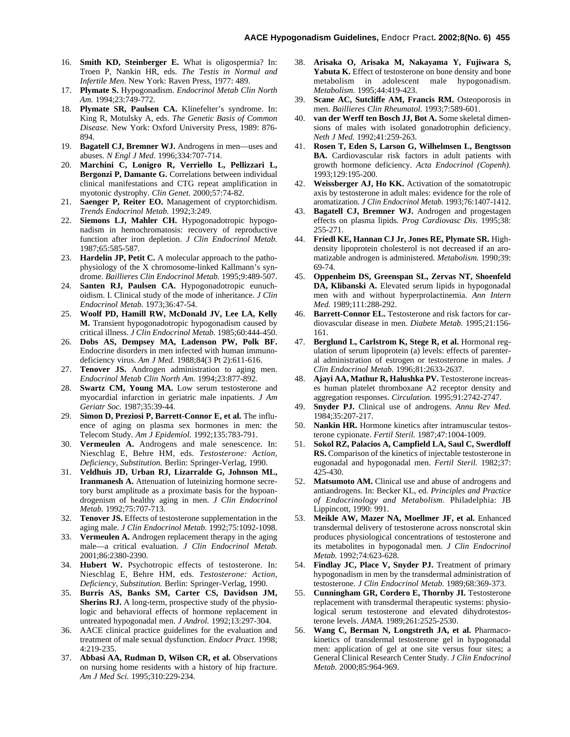16. **Smith KD, Steinberger E.** What is oligospermia? In: Troen P, Nankin HR, eds. *The Testis in Normal and Infertile Men.* New York: Raven Press, 1977: 489.
17. **Plymate S.** Hypogonadism. *Endocrinol Metab Clin North Am.* 1994;23:749-772.
18. **Plymate SR, Paulsen CA.** Klinefelter's syndrome. In: King R, Motulsky A, eds. *The Genetic Basis of Common Disease.* New York: Oxford University Press, 1989: 876-894.
19. **Bagatell CJ, Bremner WJ.** Androgens in men—uses and abuses. *N Engl J Med.* 1996;334:707-714.
20. **Marchini C, Lonigro R, Verriello L, Pellizzari L, Bergonzi P, Damante G.** Correlations between individual clinical manifestations and CTG repeat amplification in myotonic dystrophy. *Clin Genet.* 2000;57:74-82.
21. **Saenger P, Reiter EO.** Management of cryptorchidism. *Trends Endocrinol Metab.* 1992;3:249.
22. **Siemons LJ, Mahler CH.** Hypogonadotropic hypogonadism in hemochromatosis: recovery of reproductive function after iron depletion. *J Clin Endocrinol Metab.* 1987;65:585-587.
23. **Hardelin JP, Petit C.** A molecular approach to the pathophysiology of the X chromosome-linked Kallmann's syndrome. *Baillieres Clin Endocrinol Metab.* 1995;9:489-507.
24. **Santen RJ, Paulsen CA.** Hypogonadotropic eunuchoidism. I. Clinical study of the mode of inheritance. *J Clin Endocrinol Metab.* 1973;36:47-54.
25. **Woolf PD, Hamill RW, McDonald JV, Lee LA, Kelly M.** Transient hypogonadotropic hypogonadism caused by critical illness. *J Clin Endocrinol Metab.* 1985;60:444-450.
26. **Dobs AS, Dempsey MA, Ladenson PW, Polk BF.** Endocrine disorders in men infected with human immunodeficiency virus. *Am J Med.* 1988;84(3 Pt 2):611-616.
27. **Tenover JS.** Androgen administration to aging men. *Endocrinol Metab Clin North Am.* 1994;23:877-892.
28. **Swartz CM, Young MA.** Low serum testosterone and myocardial infarction in geriatric male inpatients. *J Am Geriatr Soc.* 1987;35:39-44.
29. **Simon D, Preziosi P, Barrett-Connor E, et al.** The influence of aging on plasma sex hormones in men: the Telecom Study. *Am J Epidemiol.* 1992;135:783-791.
30. **Vermeulen A.** Androgens and male senescence. In: Nieschlag E, Behre HM, eds. *Testosterone: Action, Deficiency, Substitution.* Berlin: Springer-Verlag, 1990.
31. **Veldhuis JD, Urban RJ, Lizarralde G, Johnson ML, Iranmanesh A.** Attenuation of luteinizing hormone secretory burst amplitude as a proximate basis for the hypoandrogenism of healthy aging in men. *J Clin Endocrinol Metab.* 1992;75:707-713.
32. **Tenover JS.** Effects of testosterone supplementation in the aging male. *J Clin Endocrinol Metab.* 1992;75:1092-1098.
33. **Vermeulen A.** Androgen replacement therapy in the aging male—a critical evaluation. *J Clin Endocrinol Metab.* 2001;86:2380-2390.
34. **Hubert W.** Psychotropic effects of testosterone. In: Nieschlag E, Behre HM, eds. *Testosterone: Action, Deficiency, Substitution.* Berlin: Springer-Verlag, 1990.
35. **Burris AS, Banks SM, Carter CS, Davidson JM, Sherins RJ.** A long-term, prospective study of the physiologic and behavioral effects of hormone replacement in untreated hypogonadal men. *J Androl.* 1992;13:297-304.
36. AACE clinical practice guidelines for the evaluation and treatment of male sexual dysfunction. *Endocr Pract.* 1998; 4:219-235.
37. **Abbasi AA, Rudman D, Wilson CR, et al.** Observations on nursing home residents with a history of hip fracture. *Am J Med Sci.* 1995;310:229-234.
38. **Arisaka O, Arisaka M, Nakayama Y, Fujiwara S, Yabuta K.** Effect of testosterone on bone density and bone metabolism in adolescent male hypogonadism. *Metabolism.* 1995;44:419-423.
39. **Scane AC, Sutcliffe AM, Francis RM.** Osteoporosis in men. *Baillieres Clin Rheumatol.* 1993;7:589-601.
40. **van der Werff ten Bosch JJ, Bot A.** Some skeletal dimensions of males with isolated gonadotrophin deficiency. *Neth J Med.* 1992;41:259-263.
41. **Rosen T, Eden S, Larson G, Wilhelmsen L, Bengtsson BA.** Cardiovascular risk factors in adult patients with growth hormone deficiency. *Acta Endocrinol (Copenh).* 1993;129:195-200.
42. **Weissberger AJ, Ho KK.** Activation of the somatotropic axis by testosterone in adult males: evidence for the role of aromatization. *J Clin Endocrinol Metab.* 1993;76:1407-1412.
43. **Bagatell CJ, Bremner WJ.** Androgen and progestagen effects on plasma lipids. *Prog Cardiovasc Dis.* 1995;38: 255-271.
44. **Friedl KE, Hannan CJ Jr, Jones RE, Plymate SR.** High-density lipoprotein cholesterol is not decreased if an aromatizable androgen is administered. *Metabolism.* 1990;39: 69-74.
45. **Oppenheim DS, Greenspan SL, Zervas NT, Shoenfeld DA, Klibanski A.** Elevated serum lipids in hypogonadal men with and without hyperprolactinemia. *Ann Intern Med.* 1989;111:288-292.
46. **Barrett-Connor EL.** Testosterone and risk factors for cardiovascular disease in men. *Diabete Metab.* 1995;21:156-161.
47. **Berglund L, Carlstrom K, Stege R, et al.** Hormonal regulation of serum lipoprotein (a) levels: effects of parenteral administration of estrogen or testosterone in males. *J Clin Endocrinol Metab.* 1996;81:2633-2637.
48. **Ajayi AA, Mathur R, Halushka PV.** Testosterone increases human platelet thromboxane A2 receptor density and aggregation responses. *Circulation.* 1995;91:2742-2747.
49. **Snyder PJ.** Clinical use of androgens. *Annu Rev Med.* 1984;35:207-217.
50. **Nankin HR.** Hormone kinetics after intramuscular testosterone cypionate. *Fertil Steril.* 1987;47:1004-1009.
51. **Sokol RZ, Palacios A, Campfield LA, Saul C, Swerdloff RS.** Comparison of the kinetics of injectable testosterone in eugonadal and hypogonadal men. *Fertil Steril.* 1982;37: 425-430.
52. **Matsumoto AM.** Clinical use and abuse of androgens and antiandrogens. In: Becker KL, ed. *Principles and Practice of Endocrinology and Metabolism.* Philadelphia: JB Lippincott, 1990: 991.
53. **Meikle AW, Mazer NA, Moellmer JF, et al.** Enhanced transdermal delivery of testosterone across nonscrotal skin produces physiological concentrations of testosterone and its metabolites in hypogonadal men. *J Clin Endocrinol Metab.* 1992;74:623-628.
54. **Findlay JC, Place V, Snyder PJ.** Treatment of primary hypogonadism in men by the transdermal administration of testosterone. *J Clin Endocrinol Metab.* 1989;68:369-373.
55. **Cunningham GR, Cordero E, Thornby JI.** Testosterone replacement with transdermal therapeutic systems: physiological serum testosterone and elevated dihydrotestosterone levels. *JAMA.* 1989;261:2525-2530.
56. **Wang C, Berman N, Longstreth JA, et al.** Pharmacokinetics of transdermal testosterone gel in hypogonadal men: application of gel at one site versus four sites; a General Clinical Research Center Study. *J Clin Endocrinol Metab.* 2000;85:964-969.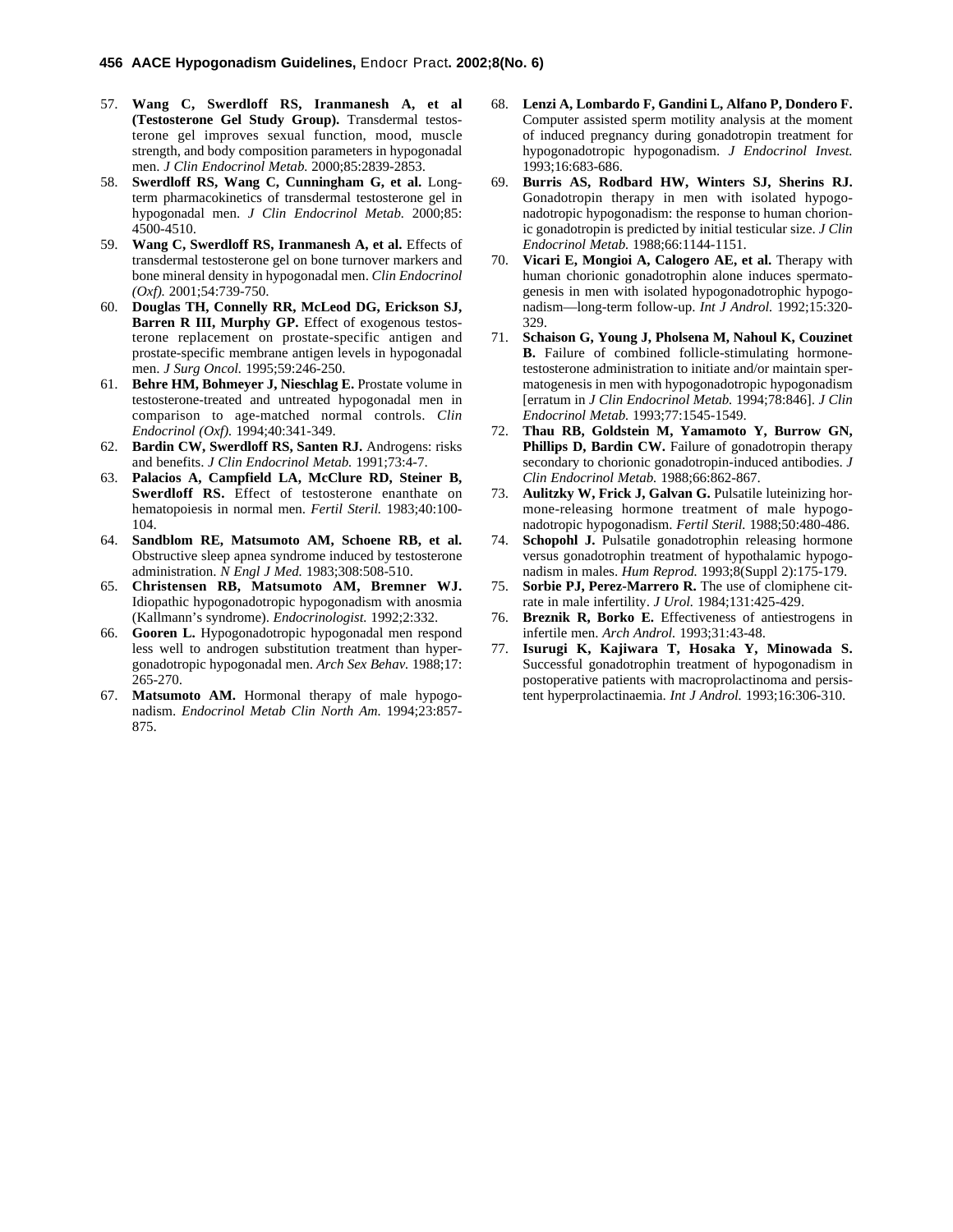57. **Wang C, Swerdloff RS, Iranmanesh A, et al (Testosterone Gel Study Group).** Transdermal testosterone gel improves sexual function, mood, muscle strength, and body composition parameters in hypogonadal men. *J Clin Endocrinol Metab.* 2000;85:2839-2853.
58. **Swerdloff RS, Wang C, Cunningham G, et al.** Long-term pharmacokinetics of transdermal testosterone gel in hypogonadal men. *J Clin Endocrinol Metab.* 2000;85:4500-4510.
59. **Wang C, Swerdloff RS, Iranmanesh A, et al.** Effects of transdermal testosterone gel on bone turnover markers and bone mineral density in hypogonadal men. *Clin Endocrinol (Oxf).* 2001;54:739-750.
60. **Douglas TH, Connelly RR, McLeod DG, Erickson SJ, Barren R III, Murphy GP.** Effect of exogenous testosterone replacement on prostate-specific antigen and prostate-specific membrane antigen levels in hypogonadal men. *J Surg Oncol.* 1995;59:246-250.
61. **Behre HM, Bohmeyer J, Nieschlag E.** Prostate volume in testosterone-treated and untreated hypogonadal men in comparison to age-matched normal controls. *Clin Endocrinol (Oxf).* 1994;40:341-349.
62. **Bardin CW, Swerdloff RS, Santen RJ.** Androgens: risks and benefits. *J Clin Endocrinol Metab.* 1991;73:4-7.
63. **Palacios A, Campfield LA, McClure RD, Steiner B, Swerdloff RS.** Effect of testosterone enanthate on hematopoiesis in normal men. *Fertil Steril.* 1983;40:100-104.
64. **Sandblom RE, Matsumoto AM, Schoene RB, et al.** Obstructive sleep apnea syndrome induced by testosterone administration. *N Engl J Med.* 1983;308:508-510.
65. **Christensen RB, Matsumoto AM, Bremner WJ.** Idiopathic hypogonadotropic hypogonadism with anosmia (Kallmann's syndrome). *Endocrinologist.* 1992;2:332.
66. **Gooren L.** Hypogonadotropic hypogonadal men respond less well to androgen substitution treatment than hypergonadotropic hypogonadal men. *Arch Sex Behav.* 1988;17:265-270.
67. **Matsumoto AM.** Hormonal therapy of male hypogonadism. *Endocrinol Metab Clin North Am.* 1994;23:857-875.
68. **Lenzi A, Lombardo F, Gandini L, Alfano P, Dondero F.** Computer assisted sperm motility analysis at the moment of induced pregnancy during gonadotropin treatment for hypogonadotropic hypogonadism. *J Endocrinol Invest.* 1993;16:683-686.
69. **Burris AS, Rodbard HW, Winters SJ, Sherins RJ.** Gonadotropin therapy in men with isolated hypogonadotropic hypogonadism: the response to human chorionic gonadotropin is predicted by initial testicular size. *J Clin Endocrinol Metab.* 1988;66:1144-1151.
70. **Vicari E, Mongioi A, Calogero AE, et al.** Therapy with human chorionic gonadotrophin alone induces spermatogenesis in men with isolated hypogonadotrophic hypogonadism—long-term follow-up. *Int J Androl.* 1992;15:320-329.
71. **Schaison G, Young J, Pholsena M, Nahoul K, Couzinet B.** Failure of combined follicle-stimulating hormone-testosterone administration to initiate and/or maintain spermatogenesis in men with hypogonadotropic hypogonadism [erratum in *J Clin Endocrinol Metab.* 1994;78:846]. *J Clin Endocrinol Metab.* 1993;77:1545-1549.
72. **Thau RB, Goldstein M, Yamamoto Y, Burrow GN, Phillips D, Bardin CW.** Failure of gonadotropin therapy secondary to chorionic gonadotropin-induced antibodies. *J Clin Endocrinol Metab.* 1988;66:862-867.
73. **Aulitzky W, Frick J, Galvan G.** Pulsatile luteinizing hormone-releasing hormone treatment of male hypogonadotropic hypogonadism. *Fertil Steril.* 1988;50:480-486.
74. **Schopohl J.** Pulsatile gonadotrophin releasing hormone versus gonadotrophin treatment of hypothalamic hypogonadism in males. *Hum Reprod.* 1993;8(Suppl 2):175-179.
75. **Sorbie PJ, Perez-Marrero R.** The use of clomiphene citrate in male infertility. *J Urol.* 1984;131:425-429.
76. **Breznik R, Borko E.** Effectiveness of antiestrogens in infertile men. *Arch Androl.* 1993;31:43-48.
77. **Isurugi K, Kajiwara T, Hosaka Y, Minowada S.** Successful gonadotrophin treatment of hypogonadism in postoperative patients with macroprolactinoma and persistent hyperprolactinaemia. *Int J Androl.* 1993;16:306-310.